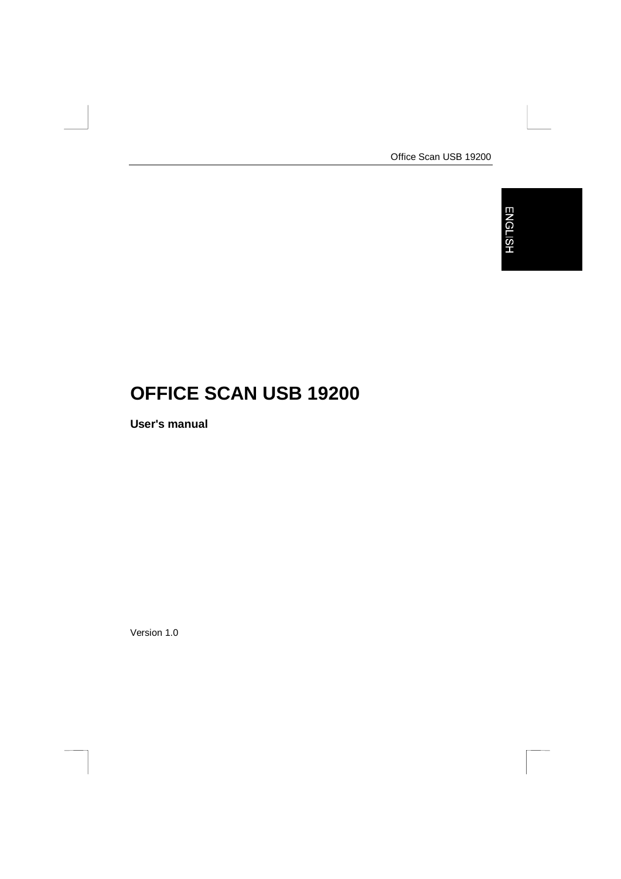# OFFICE SCAN USB 19200

**User's manual**

Version 1.0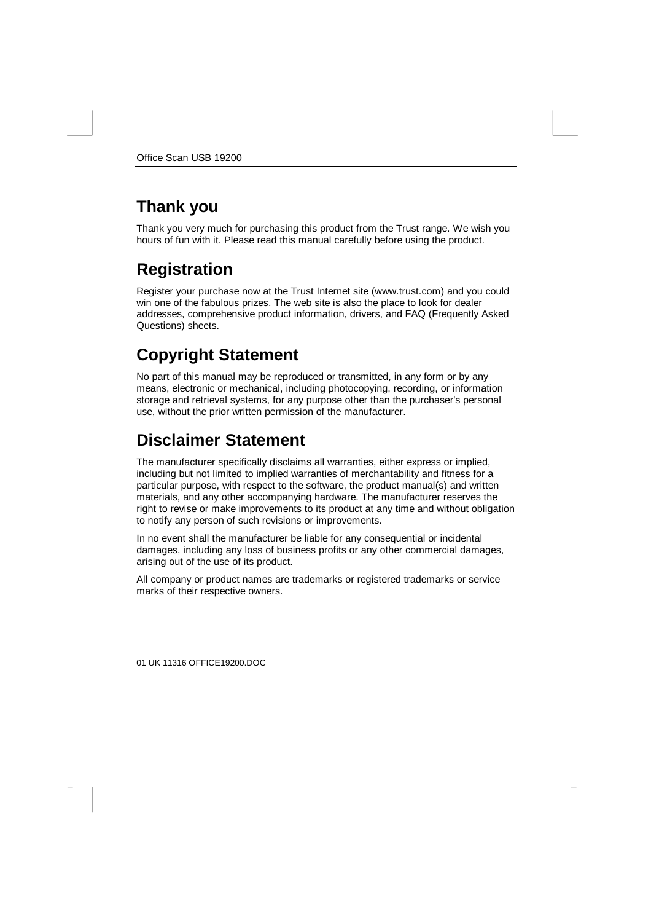## Thank you

Thank you very much for purchasing this product from the Trust range. We wish you hours of fun with it. Please read this manual carefully before using the product.

## Registration

Register your purchase now at the Trust Internet site (www.trust.com) and you could win one of the fabulous prizes. The web site is also the place to look for dealer addresses, comprehensive product information, drivers, and FAQ (Frequently Asked Questions) sheets.

## Copyright Statement

No part of this manual may be reproduced or transmitted, in any form or by any means, electronic or mechanical, including photocopying, recording, or information storage and retrieval systems, for any purpose other than the purchaser's personal use, without the prior written permission of the manufacturer.

## Disclaimer Statement

The manufacturer specifically disclaims all warranties, either express or implied, including but not limited to implied warranties of merchantability and fitness for a particular purpose, with respect to the software, the product manual(s) and written materials, and any other accompanying hardware. The manufacturer reserves the right to revise or make improvements to its product at any time and without obligation to notify any person of such revisions or improvements.

In no event shall the manufacturer be liable for any consequential or incidental damages, including any loss of business profits or any other commercial damages, arising out of the use of its product.

All company or product names are trademarks or registered trademarks or service marks of their respective owners.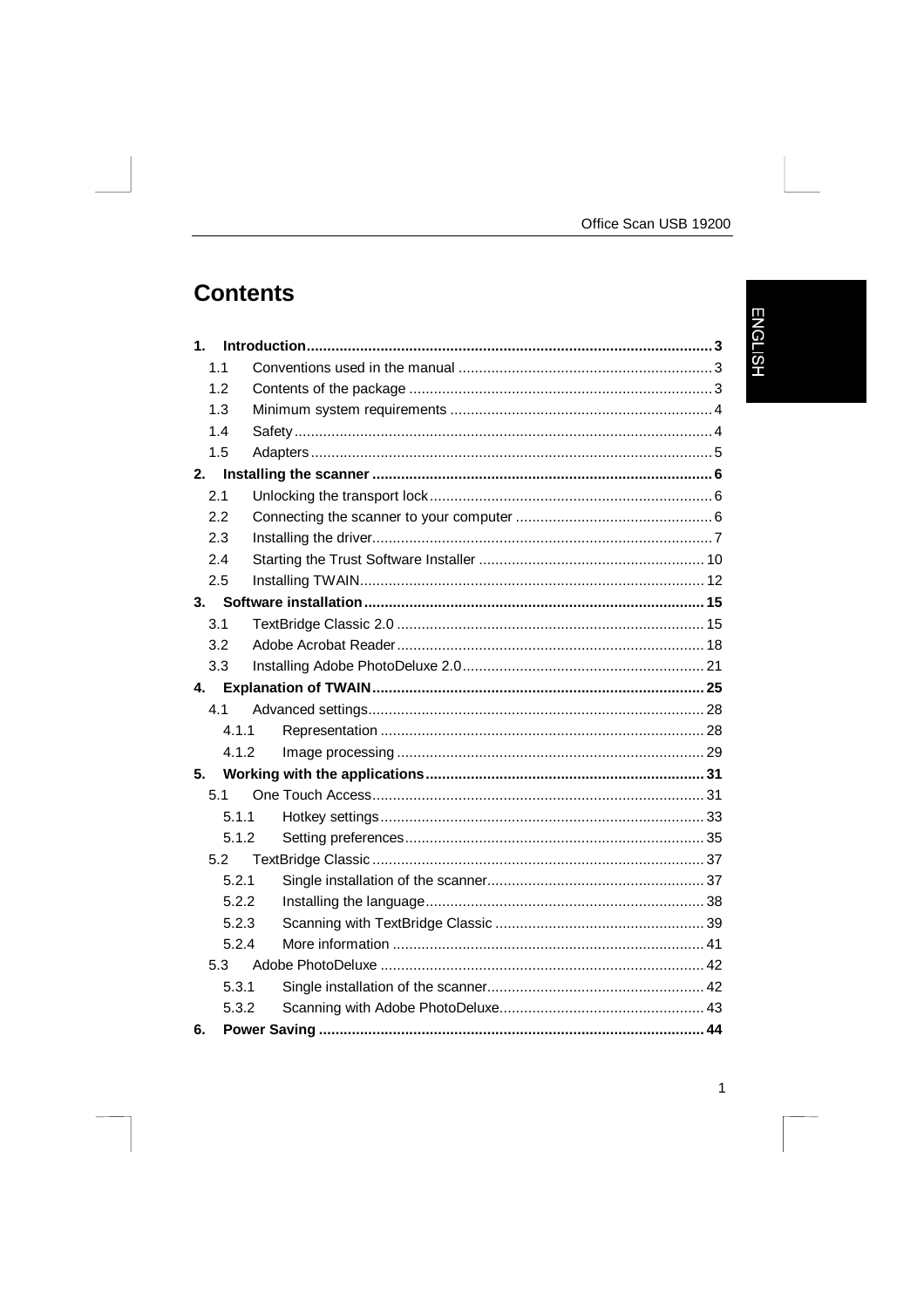# Contents

| | | |
|---|---|---|
| **1.** | **Introduction** | **3** |
| 1.1 | Conventions used in the manual | 3 |
| 1.2 | Contents of the package | 3 |
| 1.3 | Minimum system requirements | 4 |
| 1.4 | Safety | 4 |
| 1.5 | Adapters | 5 |
| **2.** | **Installing the scanner** | **6** |
| 2.1 | Unlocking the transport lock | 6 |
| 2.2 | Connecting the scanner to your computer | 6 |
| 2.3 | Installing the driver | 7 |
| 2.4 | Starting the Trust Software Installer | 10 |
| 2.5 | Installing TWAIN | 12 |
| **3.** | **Software installation** | **15** |
| 3.1 | TextBridge Classic 2.0 | 15 |
| 3.2 | Adobe Acrobat Reader | 18 |
| 3.3 | Installing Adobe PhotoDeluxe 2.0 | 21 |
| **4.** | **Explanation of TWAIN** | **25** |
| 4.1 | Advanced settings | 28 |
| 4.1.1 | Representation | 28 |
| 4.1.2 | Image processing | 29 |
| **5.** | **Working with the applications** | **31** |
| 5.1 | One Touch Access | 31 |
| 5.1.1 | Hotkey settings | 33 |
| 5.1.2 | Setting preferences | 35 |
| 5.2 | TextBridge Classic | 37 |
| 5.2.1 | Single installation of the scanner | 37 |
| 5.2.2 | Installing the language | 38 |
| 5.2.3 | Scanning with TextBridge Classic | 39 |
| 5.2.4 | More information | 41 |
| 5.3 | Adobe PhotoDeluxe | 42 |
| 5.3.1 | Single installation of the scanner | 42 |
| 5.3.2 | Scanning with Adobe PhotoDeluxe | 43 |
| **6.** | **Power Saving** | **44** |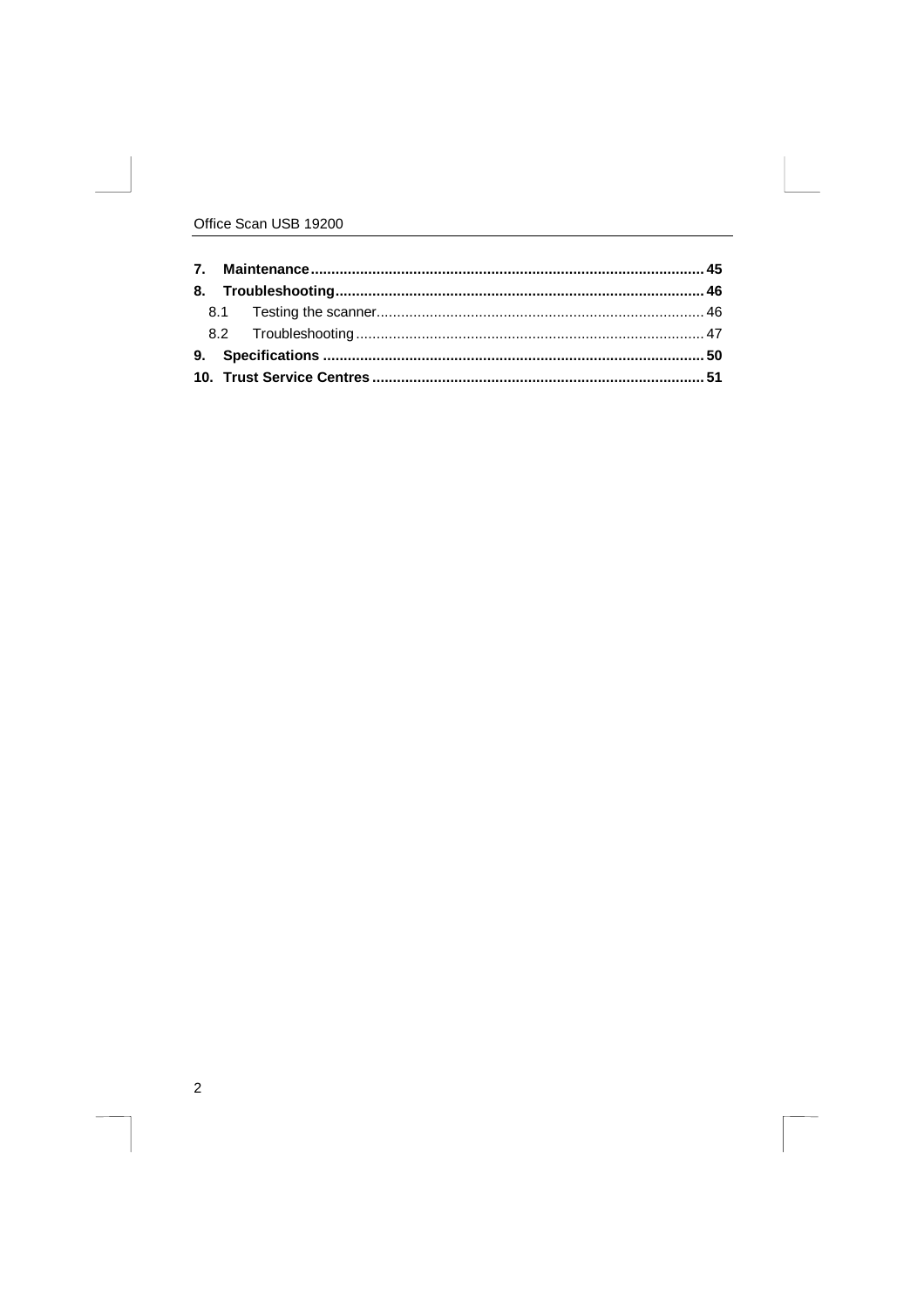**7. Maintenance ........................................................................................ 45**

**8. Troubleshooting ................................................................................... 46**

8.1 Testing the scanner ............................................................................ 46

8.2 Troubleshooting .................................................................................. 47

**9. Specifications ....................................................................................... 50**

**10. Trust Service Centres ......................................................................... 51**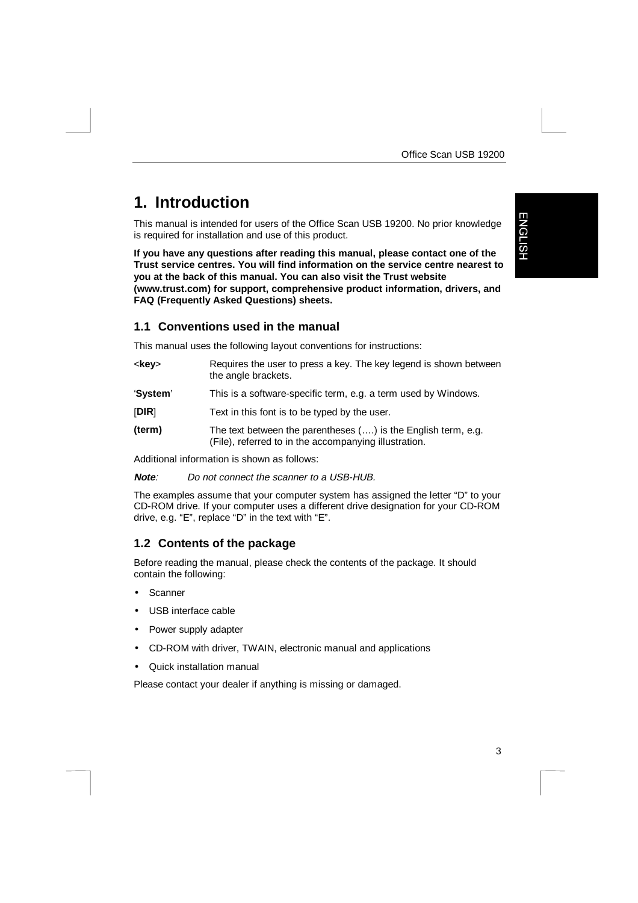# 1. Introduction

This manual is intended for users of the Office Scan USB 19200. No prior knowledge is required for installation and use of this product.

**If you have any questions after reading this manual, please contact one of the Trust service centres. You will find information on the service centre nearest to you at the back of this manual. You can also visit the Trust website (www.trust.com) for support, comprehensive product information, drivers, and FAQ (Frequently Asked Questions) sheets.**

## 1.1 Conventions used in the manual

This manual uses the following layout conventions for instructions:

| | |
|---|---|
| <**key**> | Requires the user to press a key. The key legend is shown between the angle brackets. |
| '**System**' | This is a software-specific term, e.g. a term used by Windows. |
| [**DIR**] | Text in this font is to be typed by the user. |
| **(term)** | The text between the parentheses (….) is the English term, e.g. (File), referred to in the accompanying illustration. |

Additional information is shown as follows:

***Note****:* *Do not connect the scanner to a USB-HUB.*

The examples assume that your computer system has assigned the letter "D" to your CD-ROM drive. If your computer uses a different drive designation for your CD-ROM drive, e.g. "E", replace "D" in the text with "E".

## 1.2 Contents of the package

Before reading the manual, please check the contents of the package. It should contain the following:

- Scanner
- USB interface cable
- Power supply adapter
- CD-ROM with driver, TWAIN, electronic manual and applications
- Quick installation manual

Please contact your dealer if anything is missing or damaged.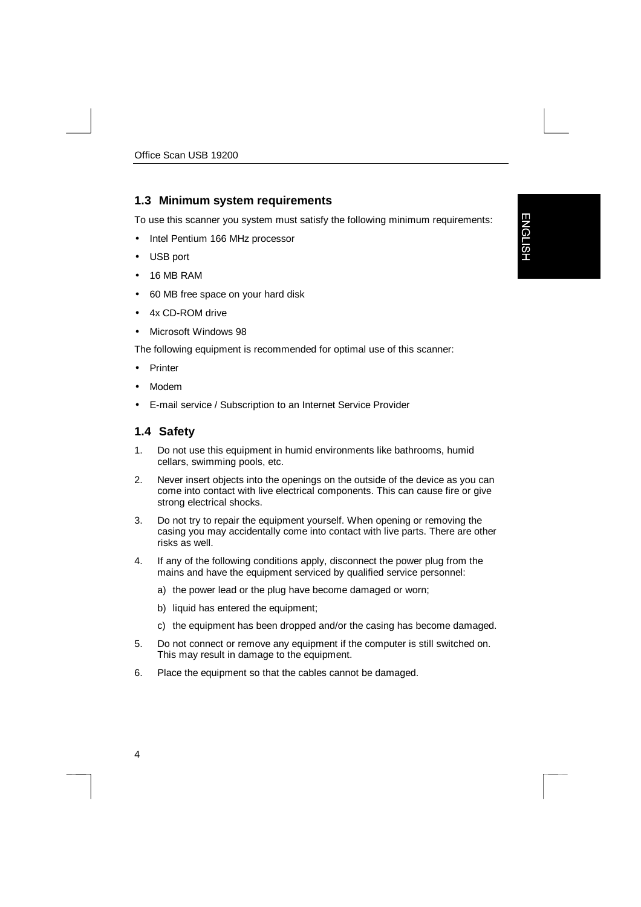## 1.3 Minimum system requirements

To use this scanner you system must satisfy the following minimum requirements:

- Intel Pentium 166 MHz processor
- USB port
- 16 MB RAM
- 60 MB free space on your hard disk
- 4x CD-ROM drive
- Microsoft Windows 98

The following equipment is recommended for optimal use of this scanner:

- Printer
- Modem
- E-mail service / Subscription to an Internet Service Provider

## 1.4 Safety

1. Do not use this equipment in humid environments like bathrooms, humid cellars, swimming pools, etc.
2. Never insert objects into the openings on the outside of the device as you can come into contact with live electrical components. This can cause fire or give strong electrical shocks.
3. Do not try to repair the equipment yourself. When opening or removing the casing you may accidentally come into contact with live parts. There are other risks as well.
4. If any of the following conditions apply, disconnect the power plug from the mains and have the equipment serviced by qualified service personnel:

   a) the power lead or the plug have become damaged or worn;

   b) liquid has entered the equipment;

   c) the equipment has been dropped and/or the casing has become damaged.
5. Do not connect or remove any equipment if the computer is still switched on. This may result in damage to the equipment.
6. Place the equipment so that the cables cannot be damaged.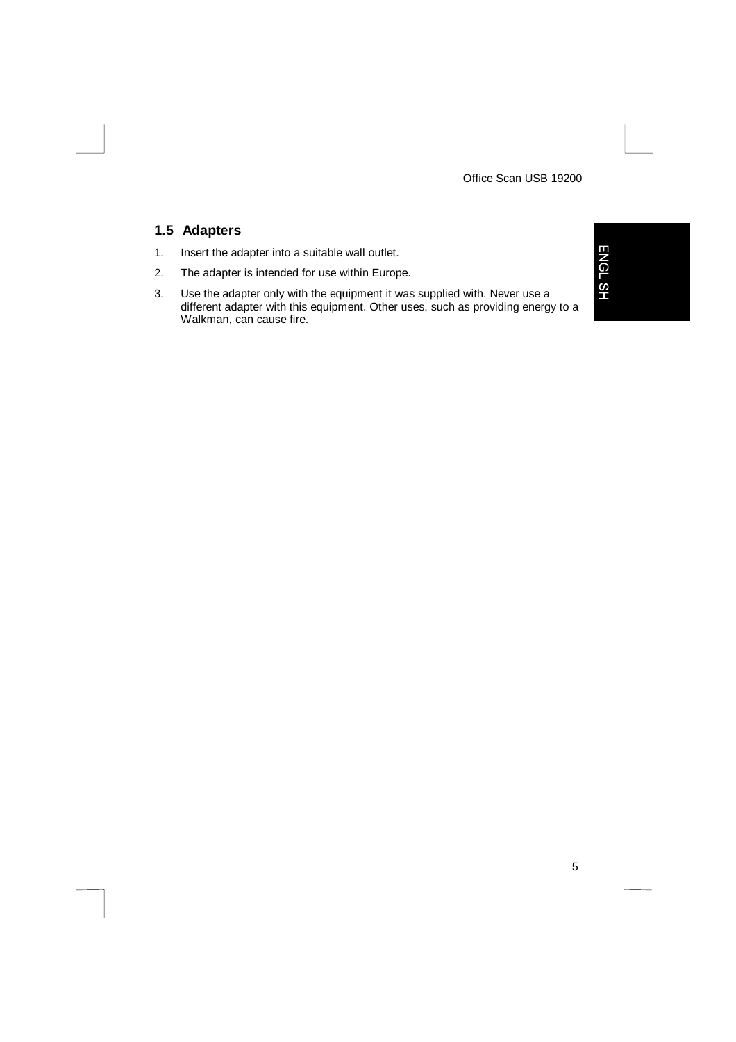## 1.5 Adapters

1. Insert the adapter into a suitable wall outlet.
2. The adapter is intended for use within Europe.
3. Use the adapter only with the equipment it was supplied with. Never use a different adapter with this equipment. Other uses, such as providing energy to a Walkman, can cause fire.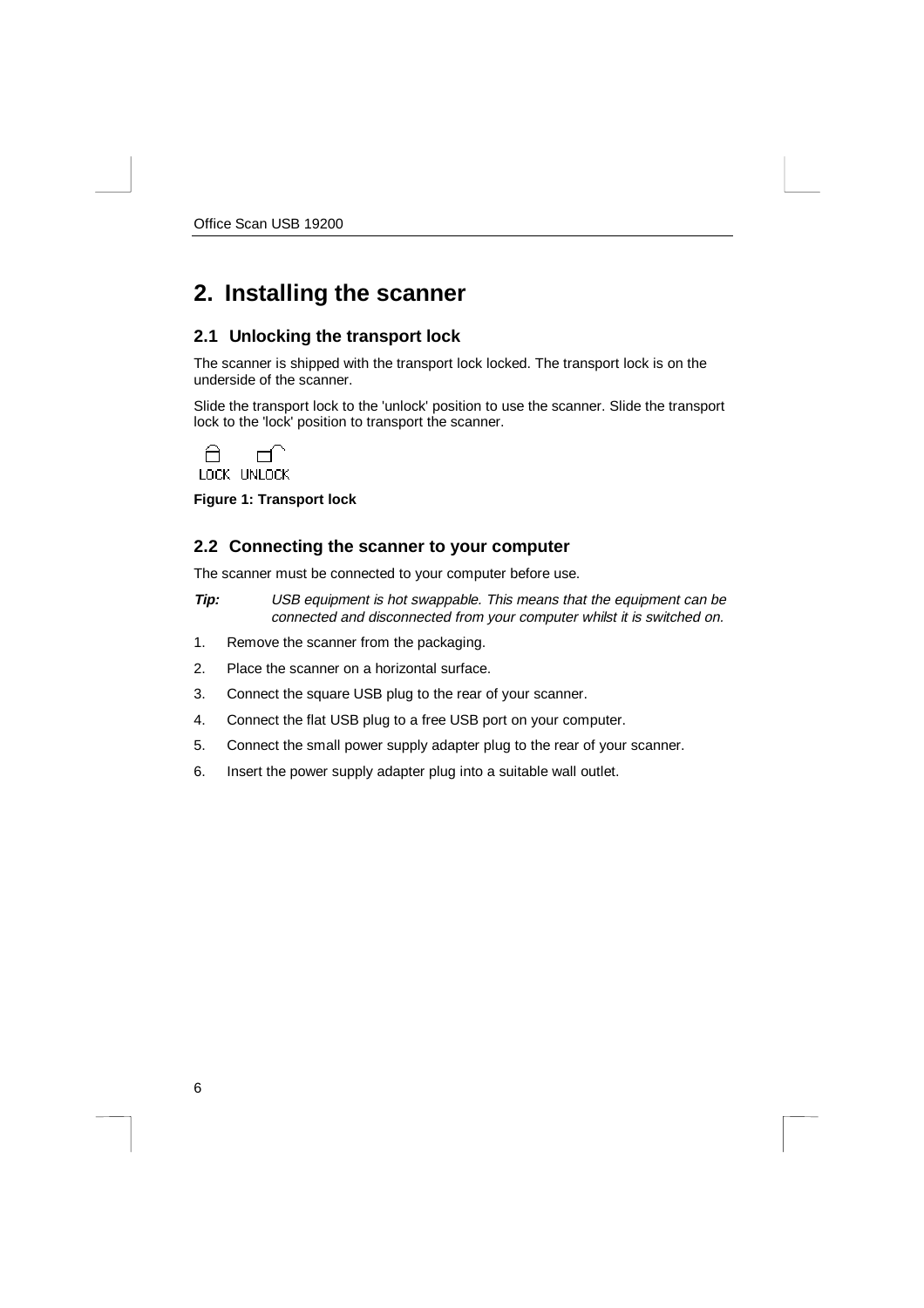# 2. Installing the scanner

## 2.1 Unlocking the transport lock

The scanner is shipped with the transport lock locked. The transport lock is on the underside of the scanner.

Slide the transport lock to the 'unlock' position to use the scanner. Slide the transport lock to the 'lock' position to transport the scanner.

LOCK UNLOCK

**Figure 1: Transport lock**

## 2.2 Connecting the scanner to your computer

The scanner must be connected to your computer before use.

***Tip:*** *USB equipment is hot swappable. This means that the equipment can be connected and disconnected from your computer whilst it is switched on.*

1. Remove the scanner from the packaging.
2. Place the scanner on a horizontal surface.
3. Connect the square USB plug to the rear of your scanner.
4. Connect the flat USB plug to a free USB port on your computer.
5. Connect the small power supply adapter plug to the rear of your scanner.
6. Insert the power supply adapter plug into a suitable wall outlet.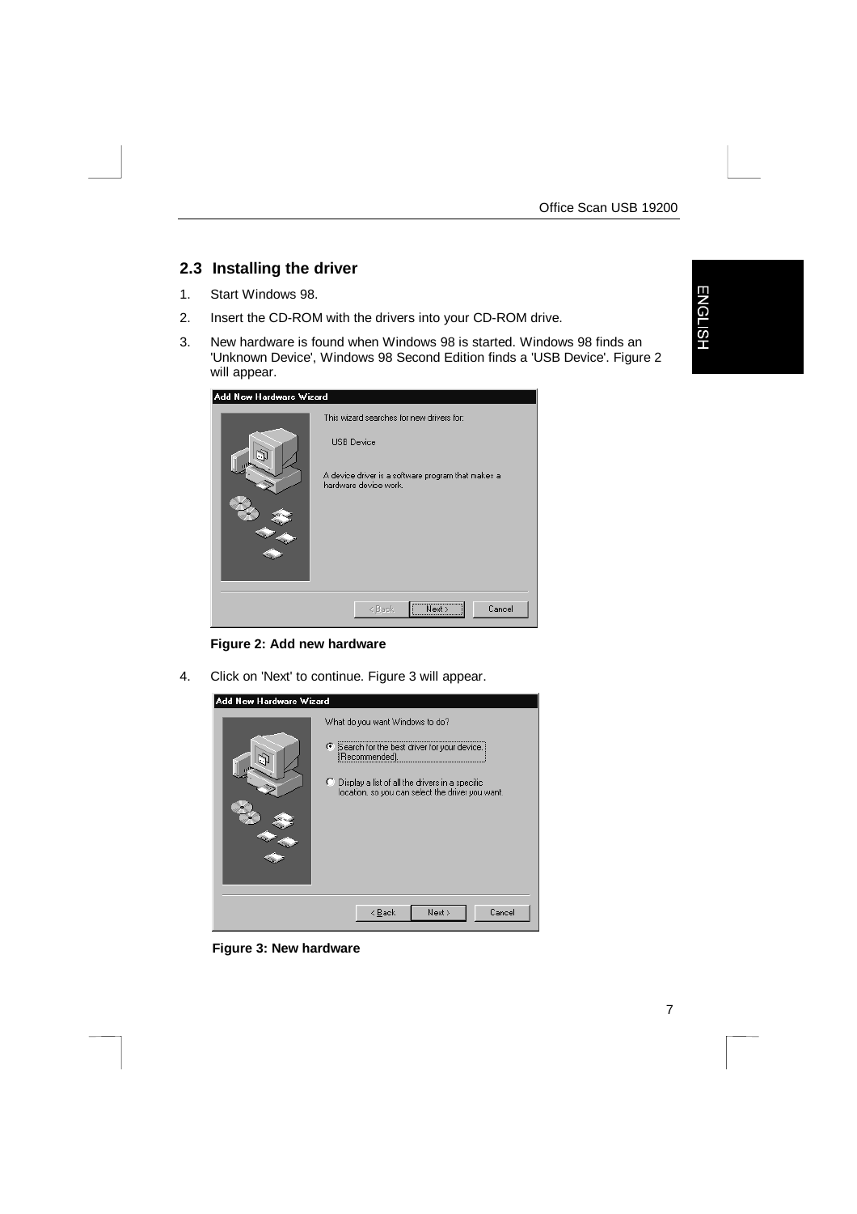## 2.3 Installing the driver

1. Start Windows 98.
2. Insert the CD-ROM with the drivers into your CD-ROM drive.
3. New hardware is found when Windows 98 is started. Windows 98 finds an 'Unknown Device', Windows 98 Second Edition finds a 'USB Device'. Figure 2 will appear.

**Figure 2: Add new hardware**

4. Click on 'Next' to continue. Figure 3 will appear.

**Figure 3: New hardware**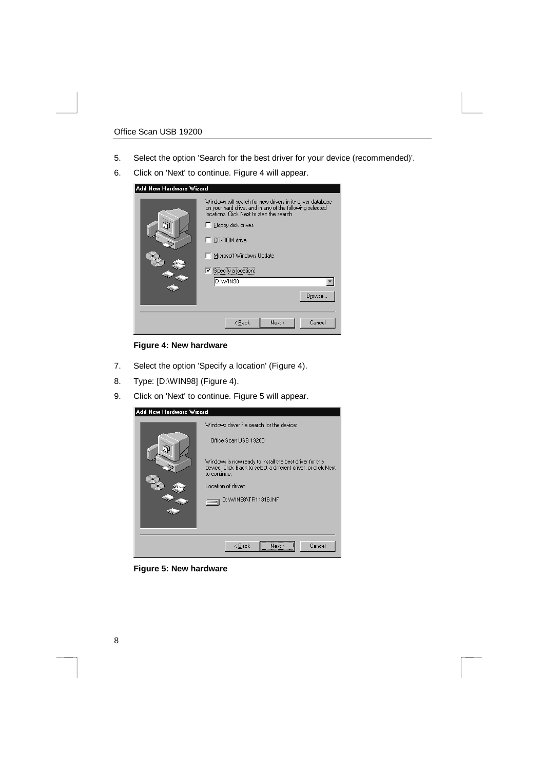5. Select the option 'Search for the best driver for your device (recommended)'.
6. Click on 'Next' to continue. Figure 4 will appear.

**Figure 4: New hardware**

7. Select the option 'Specify a location' (Figure 4).
8. Type: [D:\WIN98] (Figure 4).
9. Click on 'Next' to continue. Figure 5 will appear.

**Figure 5: New hardware**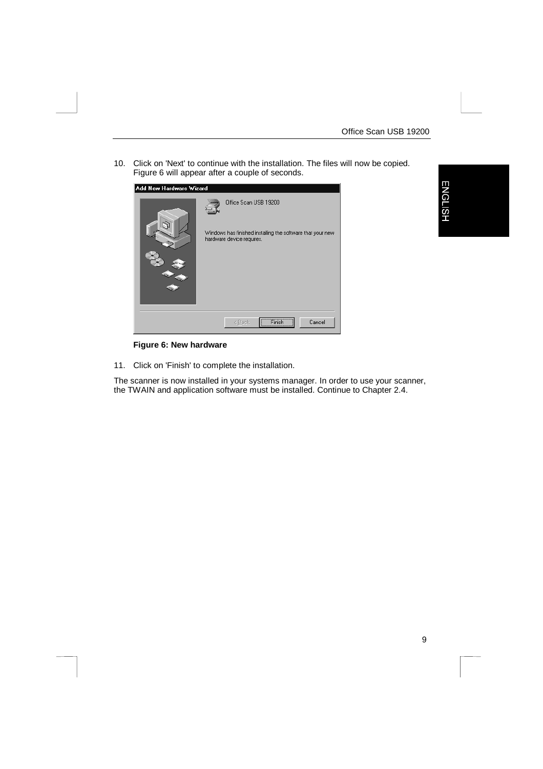10. Click on 'Next' to continue with the installation. The files will now be copied. Figure 6 will appear after a couple of seconds.

**Figure 6: New hardware**

11. Click on 'Finish' to complete the installation.

The scanner is now installed in your systems manager. In order to use your scanner, the TWAIN and application software must be installed. Continue to Chapter 2.4.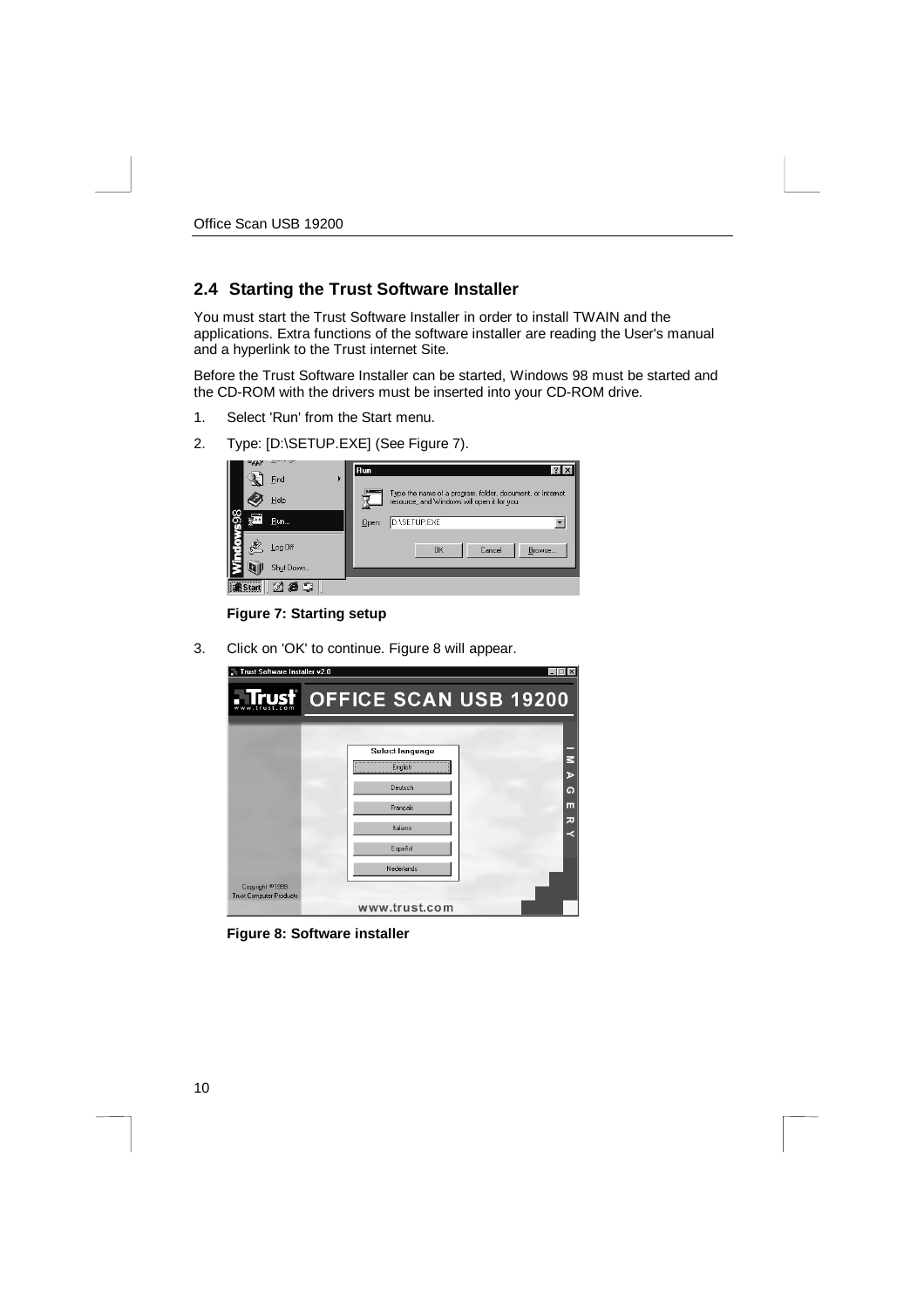## 2.4 Starting the Trust Software Installer

You must start the Trust Software Installer in order to install TWAIN and the applications. Extra functions of the software installer are reading the User's manual and a hyperlink to the Trust internet Site.

Before the Trust Software Installer can be started, Windows 98 must be started and the CD-ROM with the drivers must be inserted into your CD-ROM drive.

1. Select 'Run' from the Start menu.
2. Type: [D:\SETUP.EXE] (See Figure 7).

**Figure 7: Starting setup**

3. Click on 'OK' to continue. Figure 8 will appear.

**Figure 8: Software installer**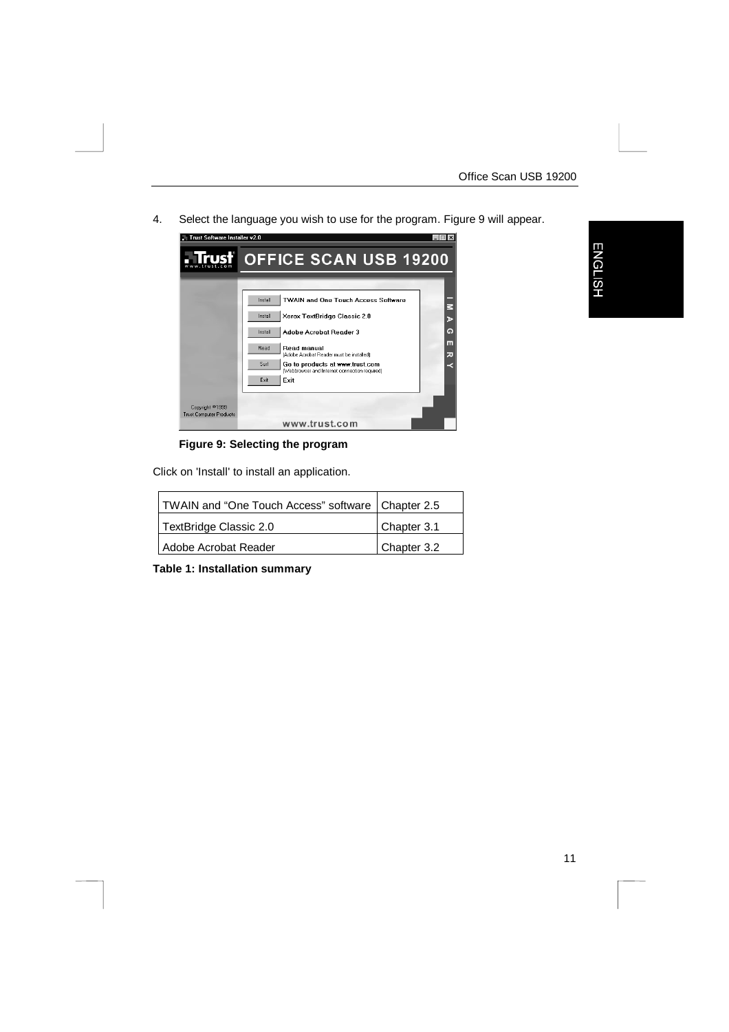4. Select the language you wish to use for the program. Figure 9 will appear.

**Figure 9: Selecting the program**

Click on 'Install' to install an application.

| TWAIN and "One Touch Access" software | Chapter 2.5 |
| --- | --- |
| TextBridge Classic 2.0 | Chapter 3.1 |
| Adobe Acrobat Reader | Chapter 3.2 |

**Table 1: Installation summary**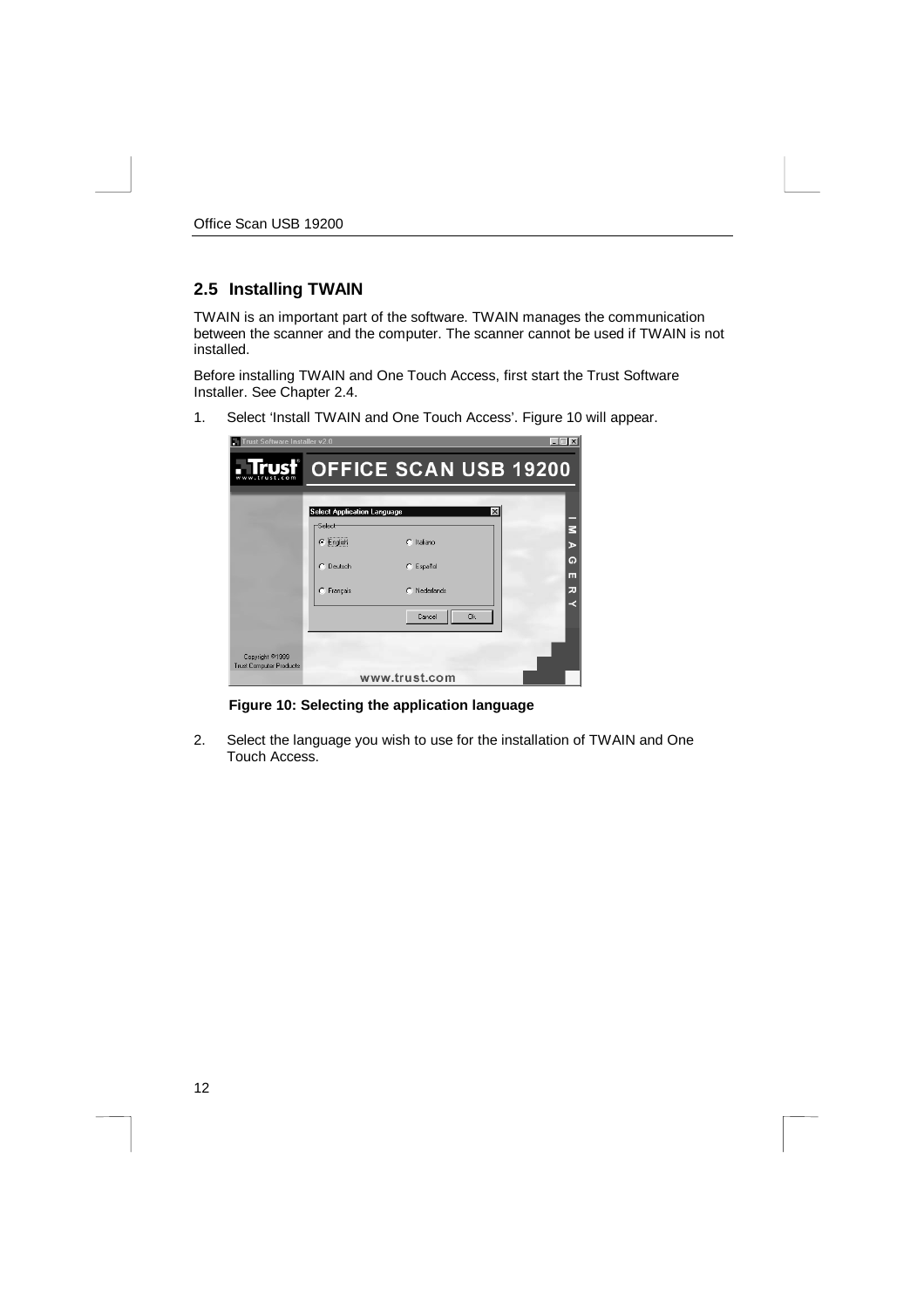## 2.5 Installing TWAIN

TWAIN is an important part of the software. TWAIN manages the communication between the scanner and the computer. The scanner cannot be used if TWAIN is not installed.

Before installing TWAIN and One Touch Access, first start the Trust Software Installer. See Chapter 2.4.

1. Select 'Install TWAIN and One Touch Access'. Figure 10 will appear.

**Figure 10: Selecting the application language**

2. Select the language you wish to use for the installation of TWAIN and One Touch Access.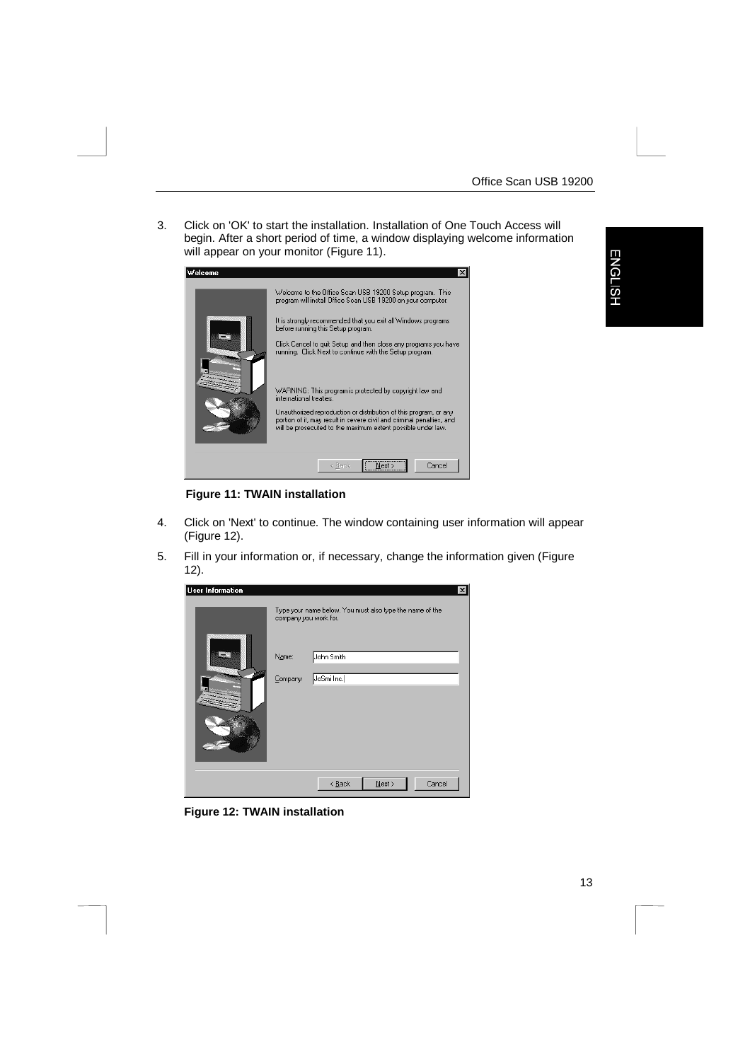3. Click on 'OK' to start the installation. Installation of One Touch Access will begin. After a short period of time, a window displaying welcome information will appear on your monitor (Figure 11).

**Figure 11: TWAIN installation**

4. Click on 'Next' to continue. The window containing user information will appear (Figure 12).

5. Fill in your information or, if necessary, change the information given (Figure 12).

**Figure 12: TWAIN installation**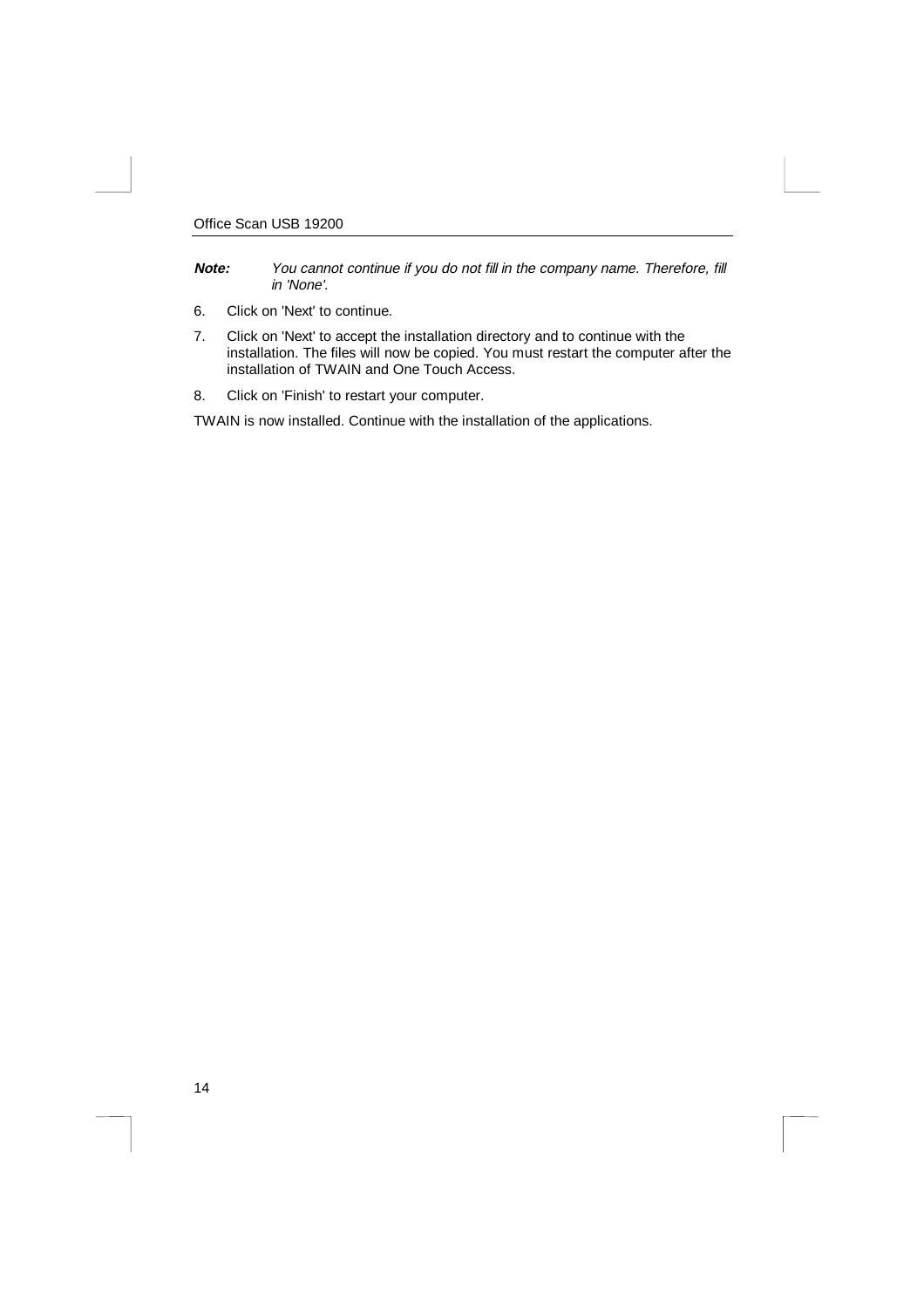***Note:*** *You cannot continue if you do not fill in the company name. Therefore, fill in 'None'.*

6. Click on 'Next' to continue.
7. Click on 'Next' to accept the installation directory and to continue with the installation. The files will now be copied. You must restart the computer after the installation of TWAIN and One Touch Access.
8. Click on 'Finish' to restart your computer.

TWAIN is now installed. Continue with the installation of the applications.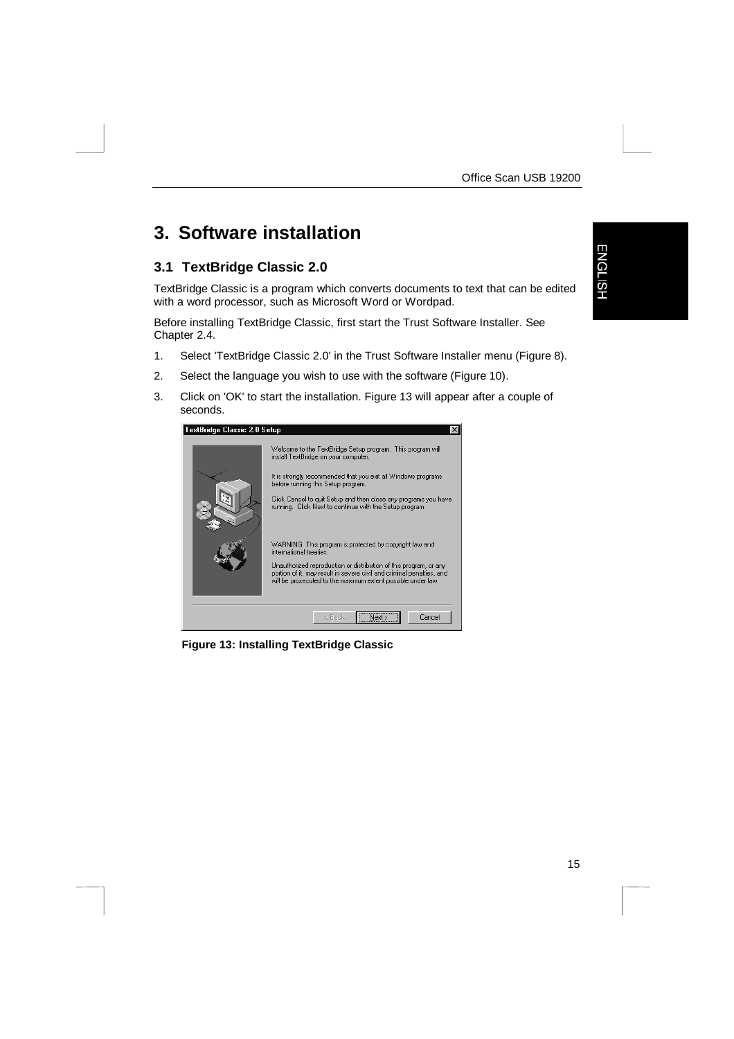# 3. Software installation

## 3.1 TextBridge Classic 2.0

TextBridge Classic is a program which converts documents to text that can be edited with a word processor, such as Microsoft Word or Wordpad.

Before installing TextBridge Classic, first start the Trust Software Installer. See Chapter 2.4.

1. Select 'TextBridge Classic 2.0' in the Trust Software Installer menu (Figure 8).
2. Select the language you wish to use with the software (Figure 10).
3. Click on 'OK' to start the installation. Figure 13 will appear after a couple of seconds.

**Figure 13: Installing TextBridge Classic**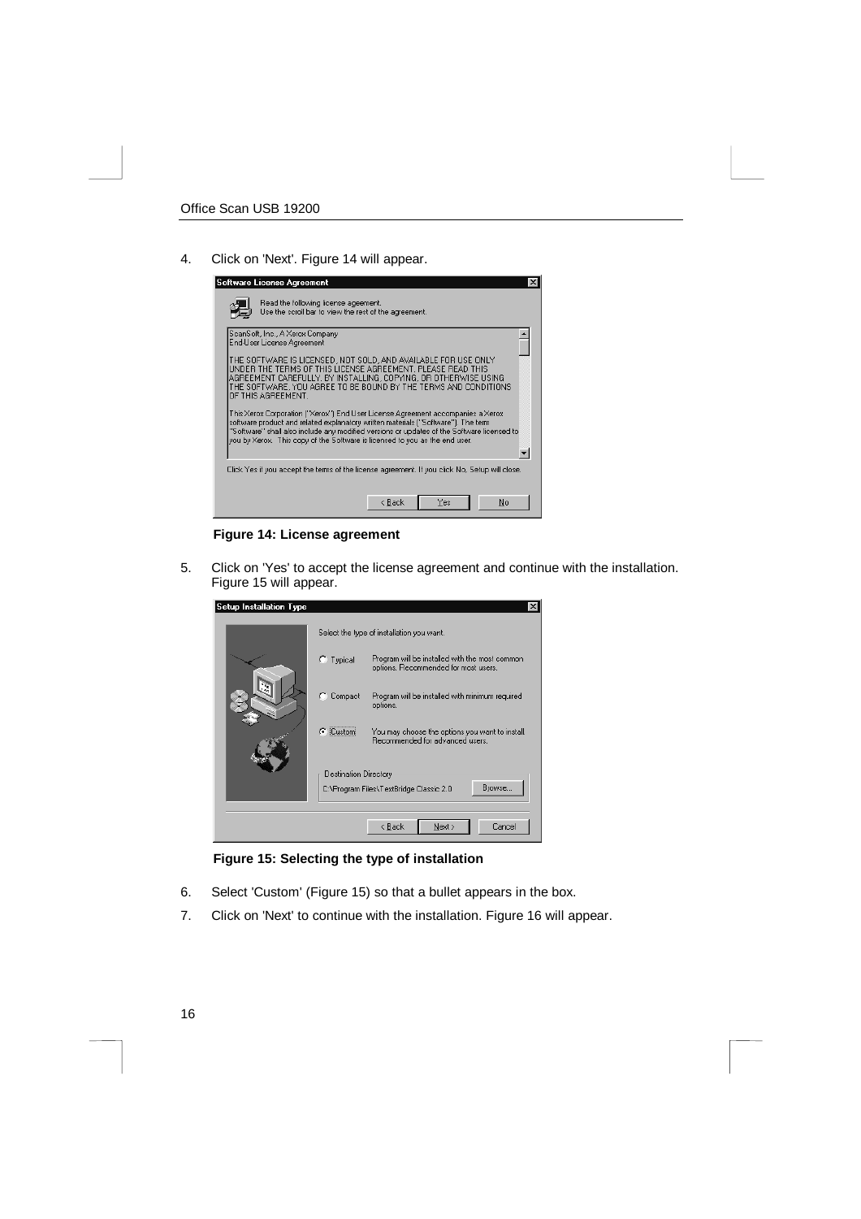4. Click on 'Next'. Figure 14 will appear.

**Figure 14: License agreement**

5. Click on 'Yes' to accept the license agreement and continue with the installation. Figure 15 will appear.

**Figure 15: Selecting the type of installation**

6. Select 'Custom' (Figure 15) so that a bullet appears in the box.
7. Click on 'Next' to continue with the installation. Figure 16 will appear.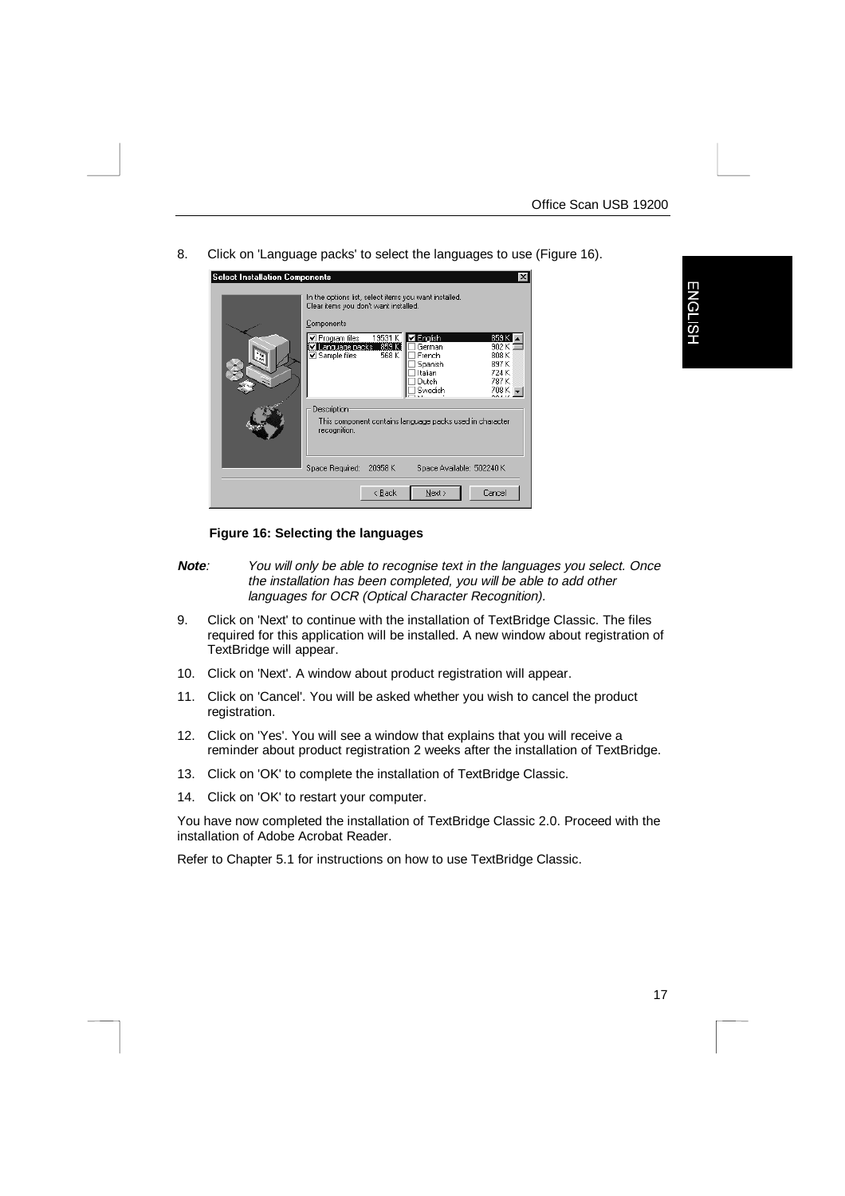8. Click on 'Language packs' to select the languages to use (Figure 16).

**Figure 16: Selecting the languages**

***Note**: You will only be able to recognise text in the languages you select. Once the installation has been completed, you will be able to add other languages for OCR (Optical Character Recognition).*

9. Click on 'Next' to continue with the installation of TextBridge Classic. The files required for this application will be installed. A new window about registration of TextBridge will appear.
10. Click on 'Next'. A window about product registration will appear.
11. Click on 'Cancel'. You will be asked whether you wish to cancel the product registration.
12. Click on 'Yes'. You will see a window that explains that you will receive a reminder about product registration 2 weeks after the installation of TextBridge.
13. Click on 'OK' to complete the installation of TextBridge Classic.
14. Click on 'OK' to restart your computer.

You have now completed the installation of TextBridge Classic 2.0. Proceed with the installation of Adobe Acrobat Reader.

Refer to Chapter 5.1 for instructions on how to use TextBridge Classic.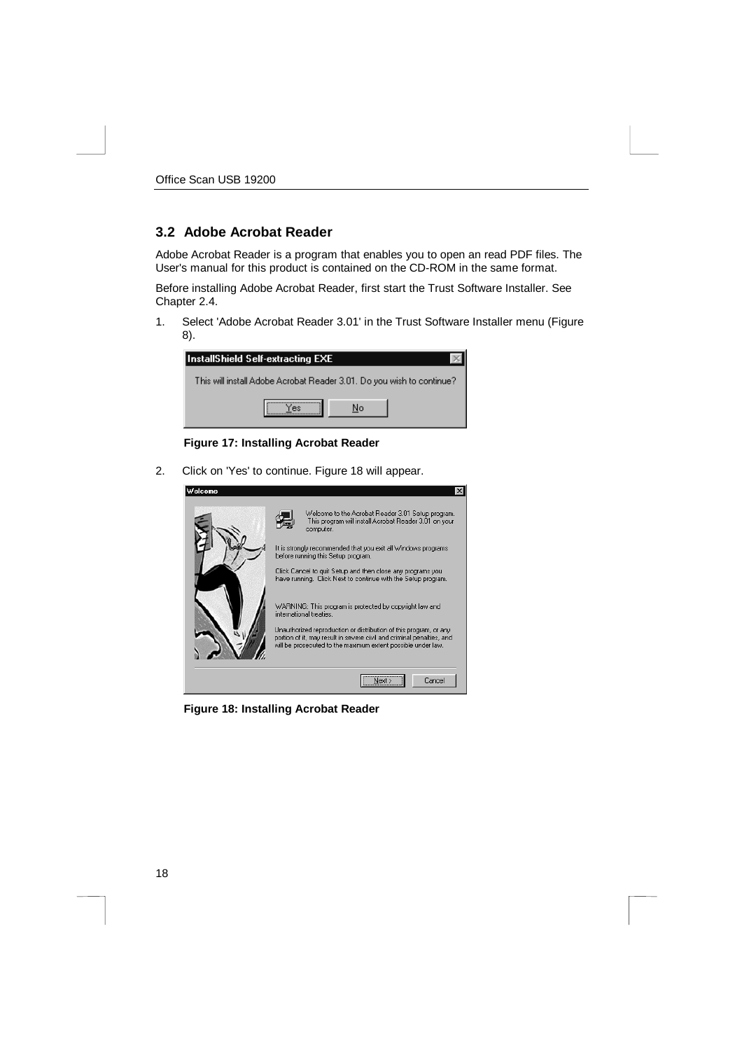## 3.2 Adobe Acrobat Reader

Adobe Acrobat Reader is a program that enables you to open an read PDF files. The User's manual for this product is contained on the CD-ROM in the same format.

Before installing Adobe Acrobat Reader, first start the Trust Software Installer. See Chapter 2.4.

1. Select 'Adobe Acrobat Reader 3.01' in the Trust Software Installer menu (Figure 8).

**Figure 17: Installing Acrobat Reader**

2. Click on 'Yes' to continue. Figure 18 will appear.

**Figure 18: Installing Acrobat Reader**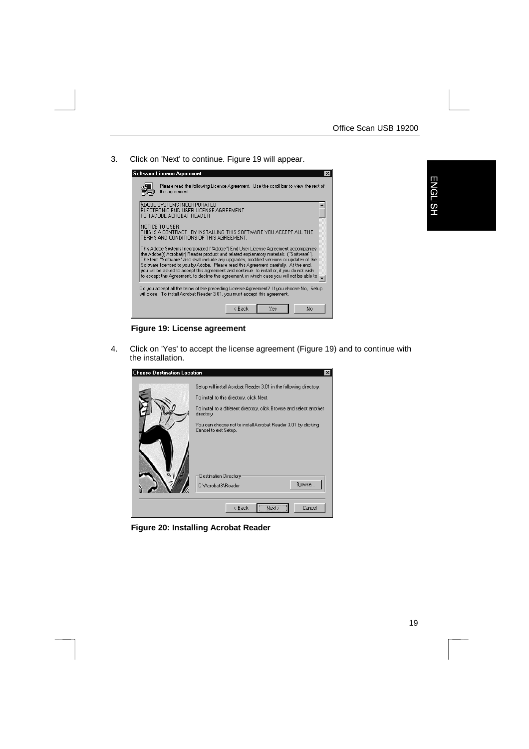3. Click on 'Next' to continue. Figure 19 will appear.

**Figure 19: License agreement**

4. Click on 'Yes' to accept the license agreement (Figure 19) and to continue with the installation.

**Figure 20: Installing Acrobat Reader**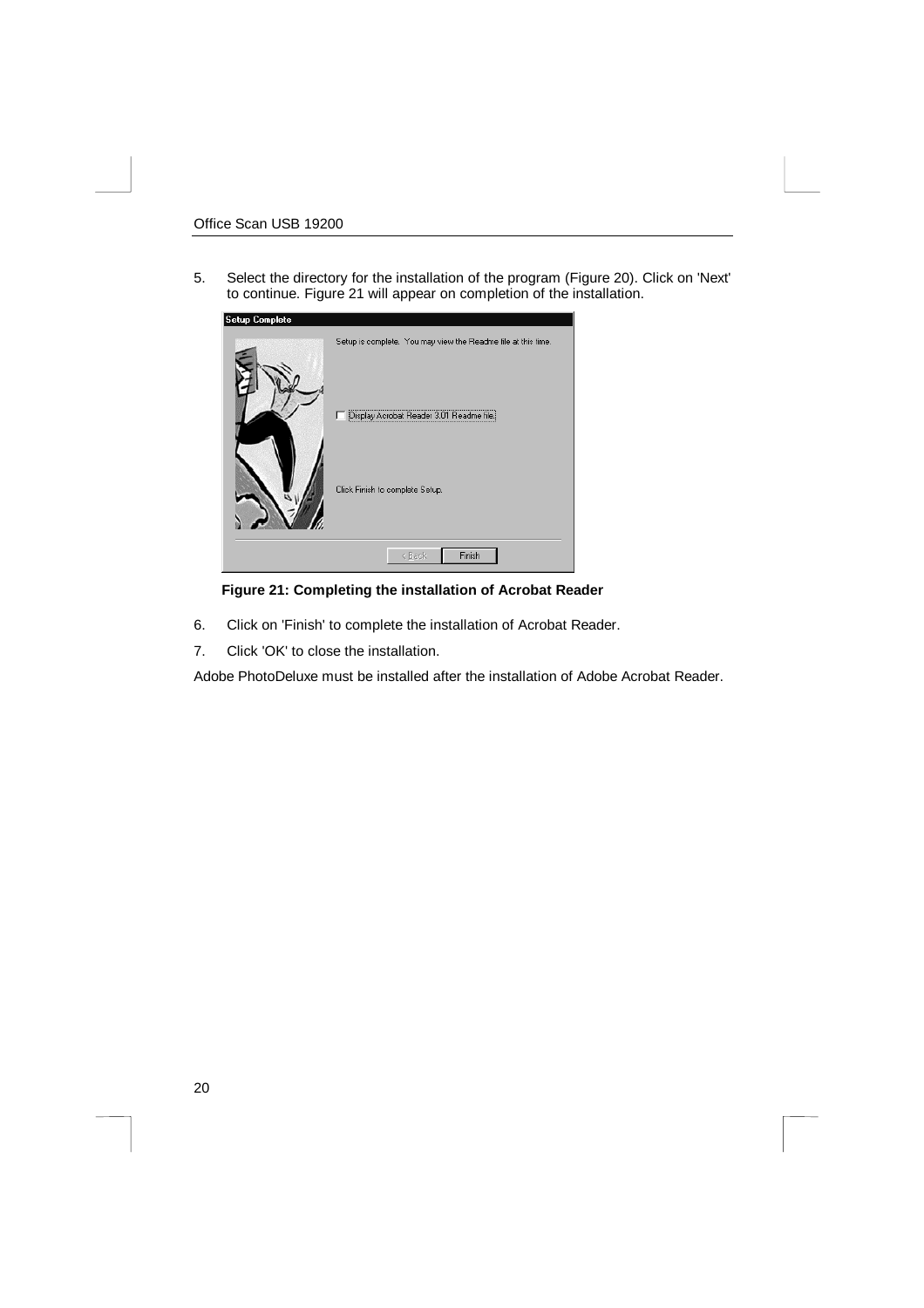5. Select the directory for the installation of the program (Figure 20). Click on 'Next' to continue. Figure 21 will appear on completion of the installation.

**Figure 21: Completing the installation of Acrobat Reader**

6. Click on 'Finish' to complete the installation of Acrobat Reader.
7. Click 'OK' to close the installation.

Adobe PhotoDeluxe must be installed after the installation of Adobe Acrobat Reader.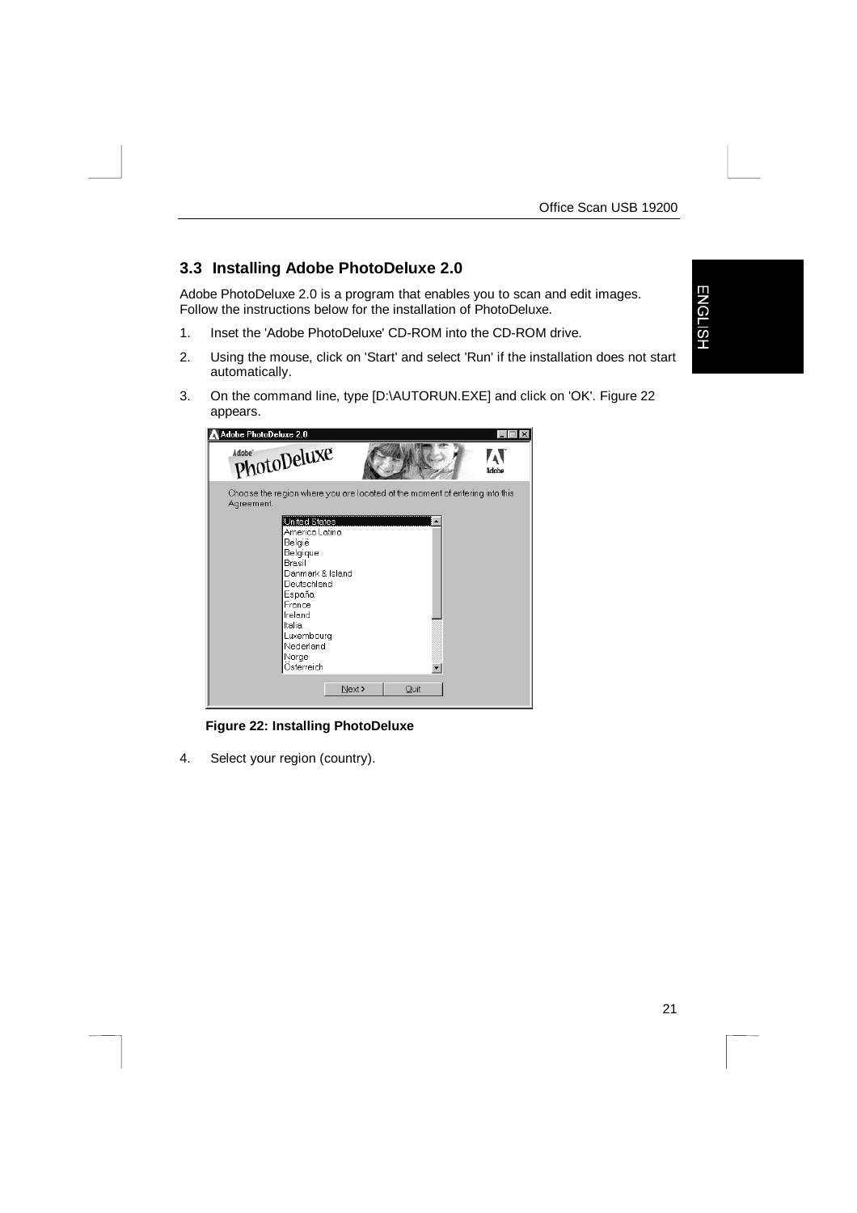## 3.3 Installing Adobe PhotoDeluxe 2.0

Adobe PhotoDeluxe 2.0 is a program that enables you to scan and edit images. Follow the instructions below for the installation of PhotoDeluxe.

1. Inset the 'Adobe PhotoDeluxe' CD-ROM into the CD-ROM drive.
2. Using the mouse, click on 'Start' and select 'Run' if the installation does not start automatically.
3. On the command line, type [D:\AUTORUN.EXE] and click on 'OK'. Figure 22 appears.

**Figure 22: Installing PhotoDeluxe**

4. Select your region (country).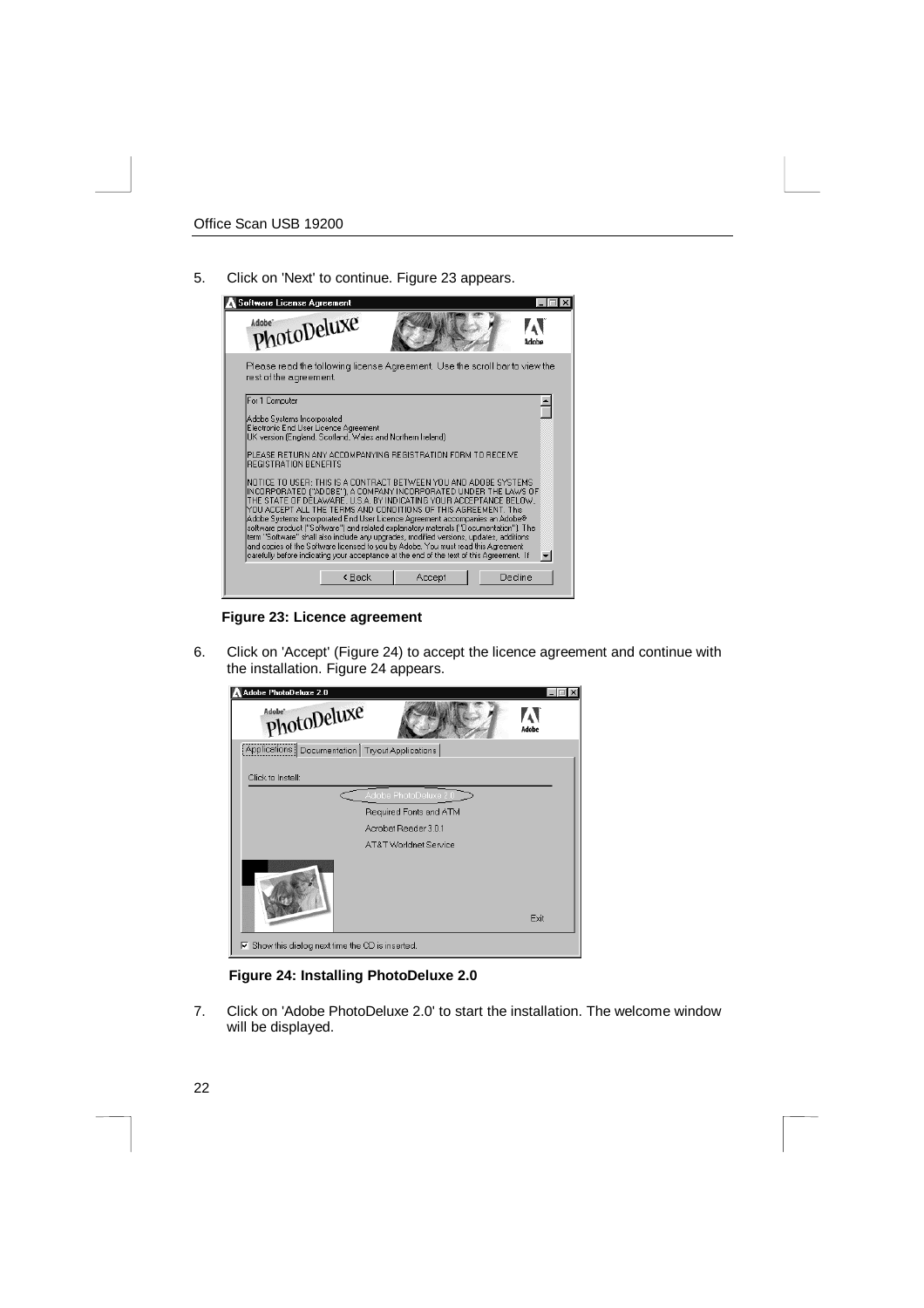5. Click on 'Next' to continue. Figure 23 appears.

**Figure 23: Licence agreement**

6. Click on 'Accept' (Figure 24) to accept the licence agreement and continue with the installation. Figure 24 appears.

**Figure 24: Installing PhotoDeluxe 2.0**

7. Click on 'Adobe PhotoDeluxe 2.0' to start the installation. The welcome window will be displayed.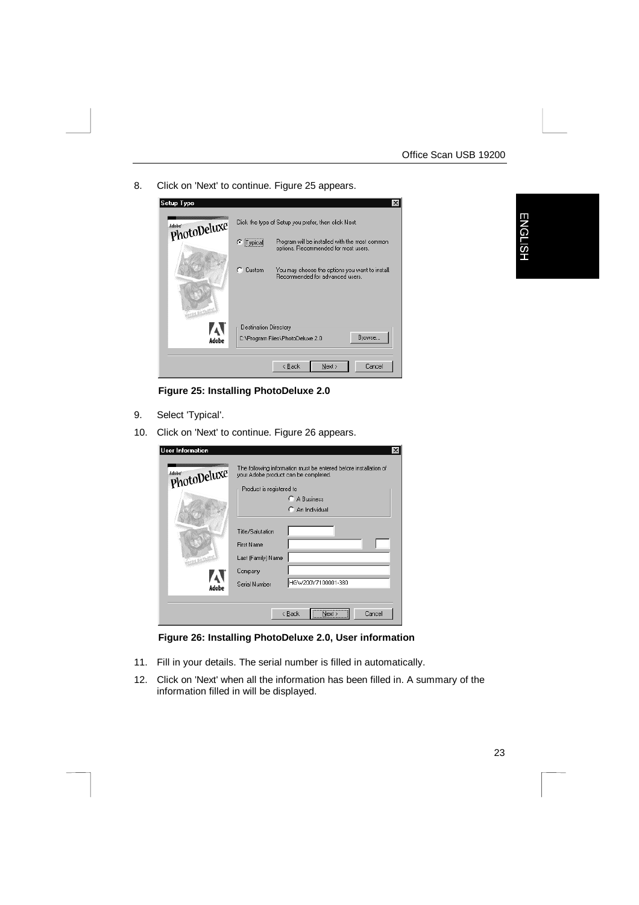8. Click on 'Next' to continue. Figure 25 appears.

**Figure 25: Installing PhotoDeluxe 2.0**

9. Select 'Typical'.

10. Click on 'Next' to continue. Figure 26 appears.

**Figure 26: Installing PhotoDeluxe 2.0, User information**

11. Fill in your details. The serial number is filled in automatically.

12. Click on 'Next' when all the information has been filled in. A summary of the information filled in will be displayed.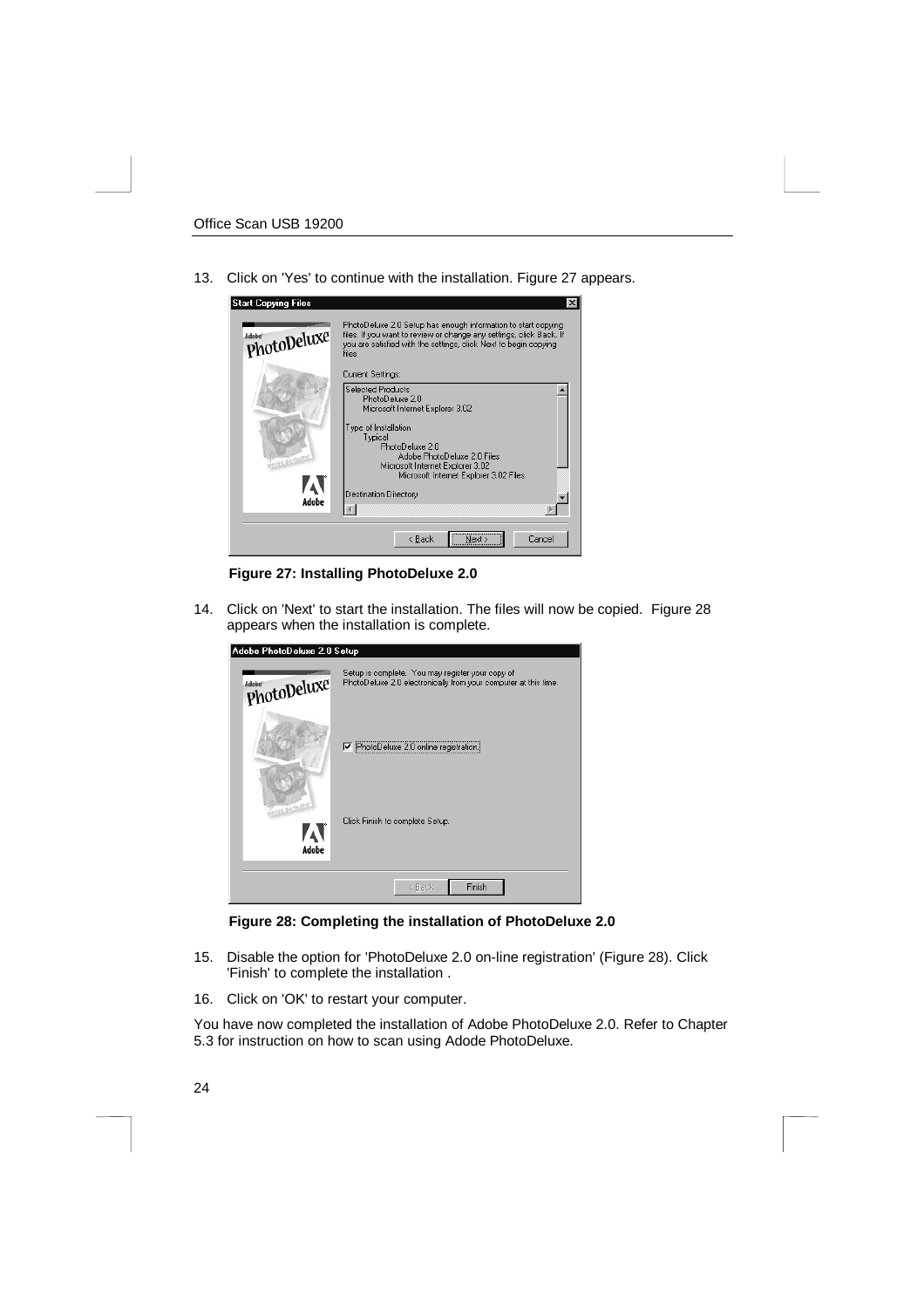13. Click on 'Yes' to continue with the installation. Figure 27 appears.

**Figure 27: Installing PhotoDeluxe 2.0**

14. Click on 'Next' to start the installation. The files will now be copied. Figure 28 appears when the installation is complete.

**Figure 28: Completing the installation of PhotoDeluxe 2.0**

15. Disable the option for 'PhotoDeluxe 2.0 on-line registration' (Figure 28). Click 'Finish' to complete the installation .

16. Click on 'OK' to restart your computer.

You have now completed the installation of Adobe PhotoDeluxe 2.0. Refer to Chapter 5.3 for instruction on how to scan using Adode PhotoDeluxe.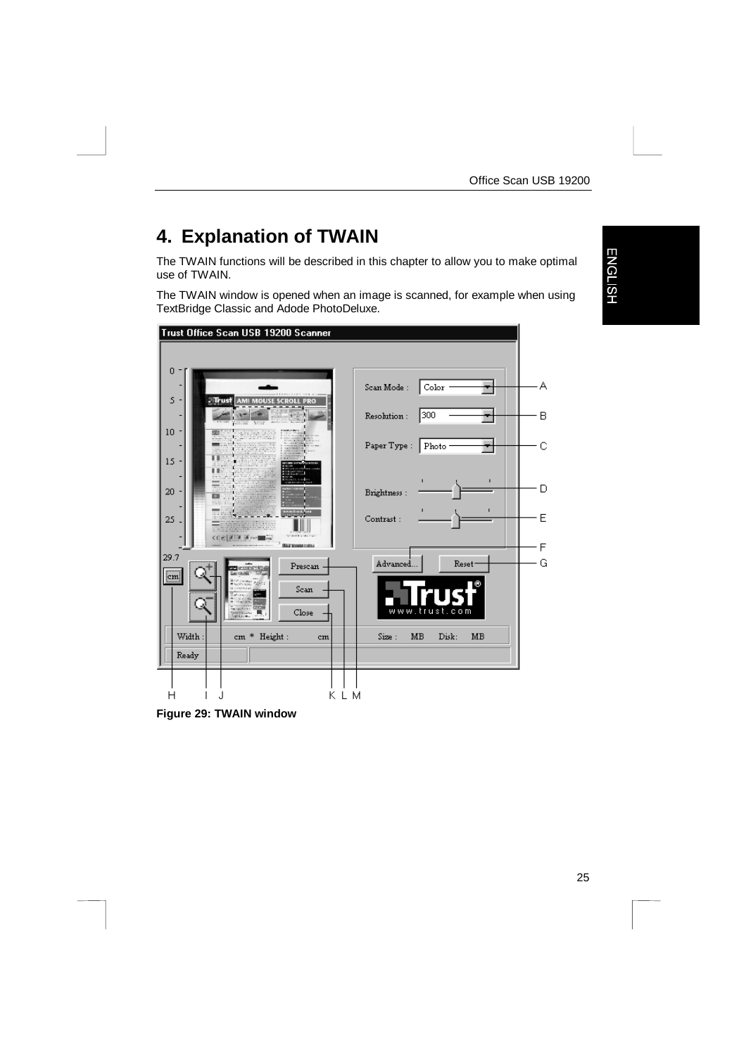# 4. Explanation of TWAIN

The TWAIN functions will be described in this chapter to allow you to make optimal use of TWAIN.

The TWAIN window is opened when an image is scanned, for example when using TextBridge Classic and Adode PhotoDeluxe.

**Figure 29: TWAIN window**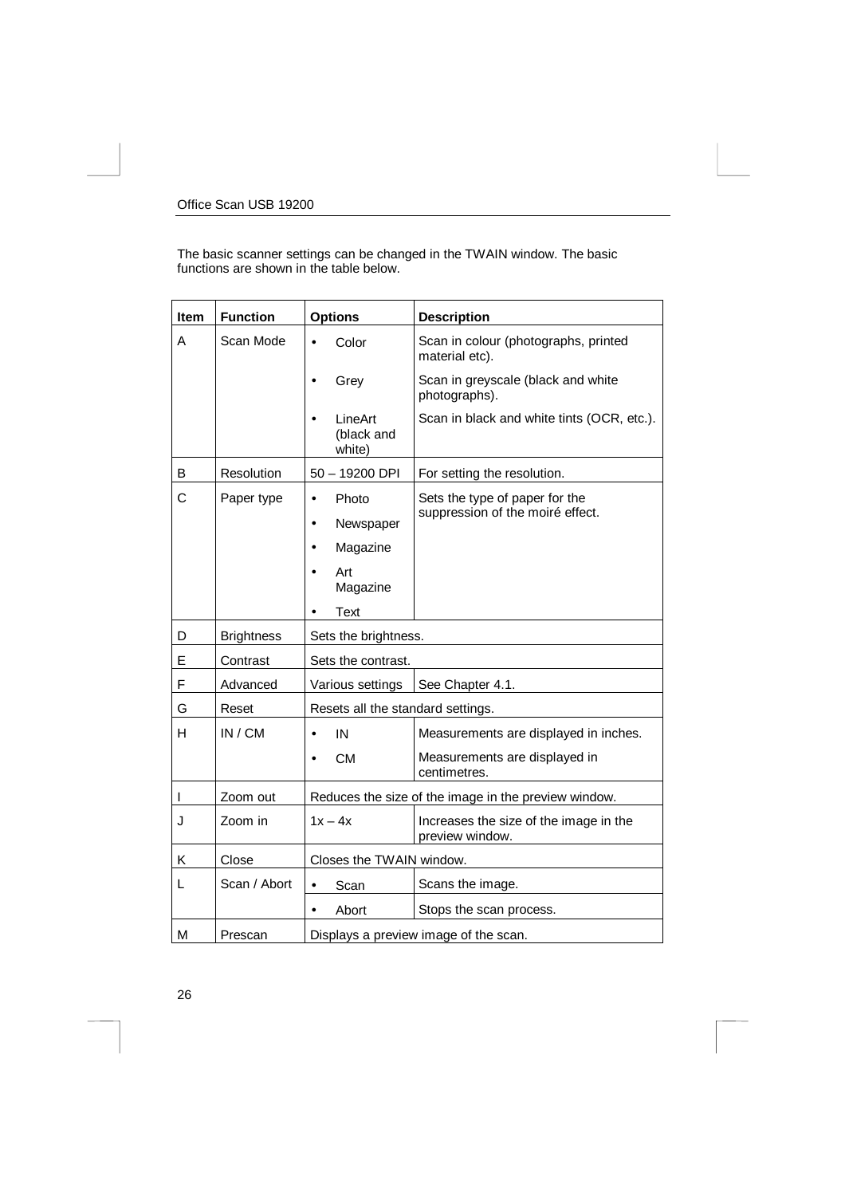The basic scanner settings can be changed in the TWAIN window. The basic functions are shown in the table below.

| Item | Function | Options | Description |
|---|---|---|---|
| A | Scan Mode | • Color | Scan in colour (photographs, printed material etc). |
| | | • Grey | Scan in greyscale (black and white photographs). |
| | | • LineArt (black and white) | Scan in black and white tints (OCR, etc.). |
| B | Resolution | 50 – 19200 DPI | For setting the resolution. |
| C | Paper type | • Photo<br>• Newspaper<br>• Magazine<br>• Art Magazine<br>• Text | Sets the type of paper for the suppression of the moiré effect. |
| D | Brightness | Sets the brightness. | |
| E | Contrast | Sets the contrast. | |
| F | Advanced | Various settings | See Chapter 4.1. |
| G | Reset | Resets all the standard settings. | |
| H | IN / CM | • IN | Measurements are displayed in inches. |
| | | • CM | Measurements are displayed in centimetres. |
| I | Zoom out | Reduces the size of the image in the preview window. | |
| J | Zoom in | 1x – 4x | Increases the size of the image in the preview window. |
| K | Close | Closes the TWAIN window. | |
| L | Scan / Abort | • Scan | Scans the image. |
| | | • Abort | Stops the scan process. |
| M | Prescan | Displays a preview image of the scan. | |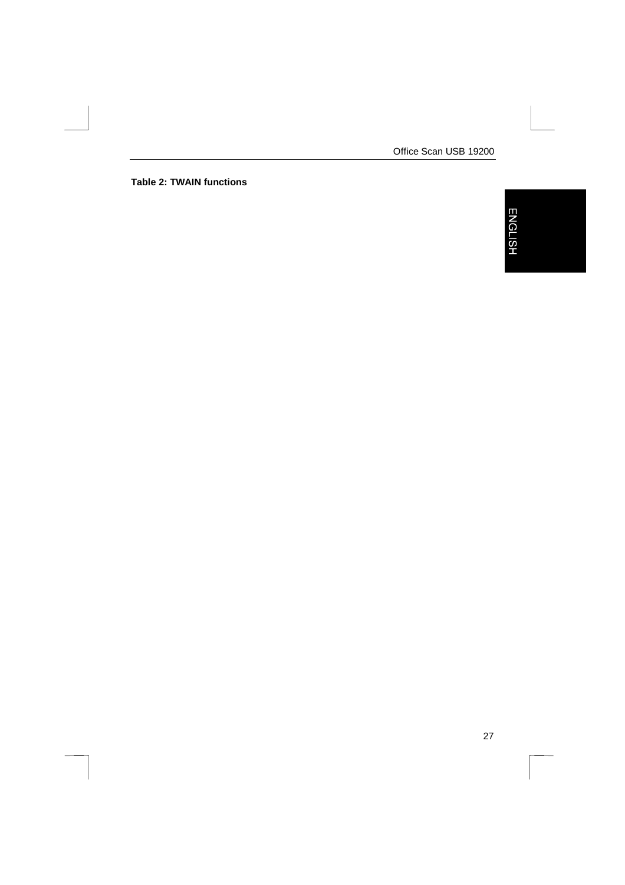**Table 2: TWAIN functions**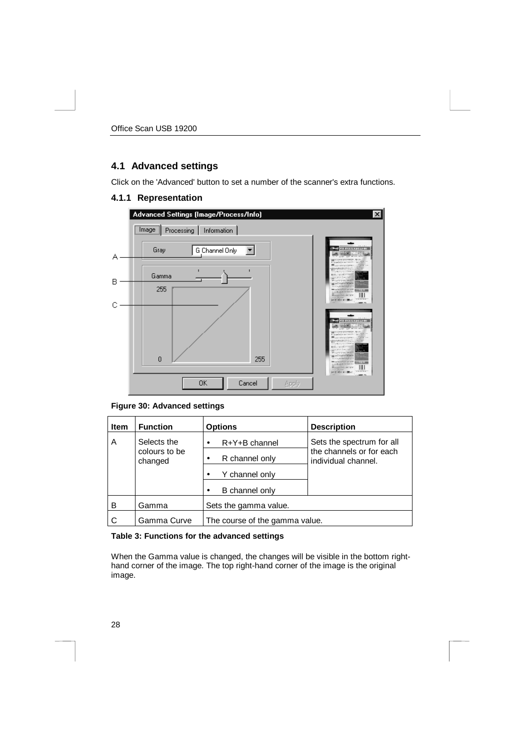## 4.1 Advanced settings

Click on the 'Advanced' button to set a number of the scanner's extra functions.

### 4.1.1 Representation

**Figure 30: Advanced settings**

| Item | Function | Options | Description |
|---|---|---|---|
| A | Selects the colours to be changed | • R+Y+B channel<br>• R channel only<br>• Y channel only<br>• B channel only | Sets the spectrum for all the channels or for each individual channel. |
| B | Gamma | Sets the gamma value. | |
| C | Gamma Curve | The course of the gamma value. | |

**Table 3: Functions for the advanced settings**

When the Gamma value is changed, the changes will be visible in the bottom right-hand corner of the image. The top right-hand corner of the image is the original image.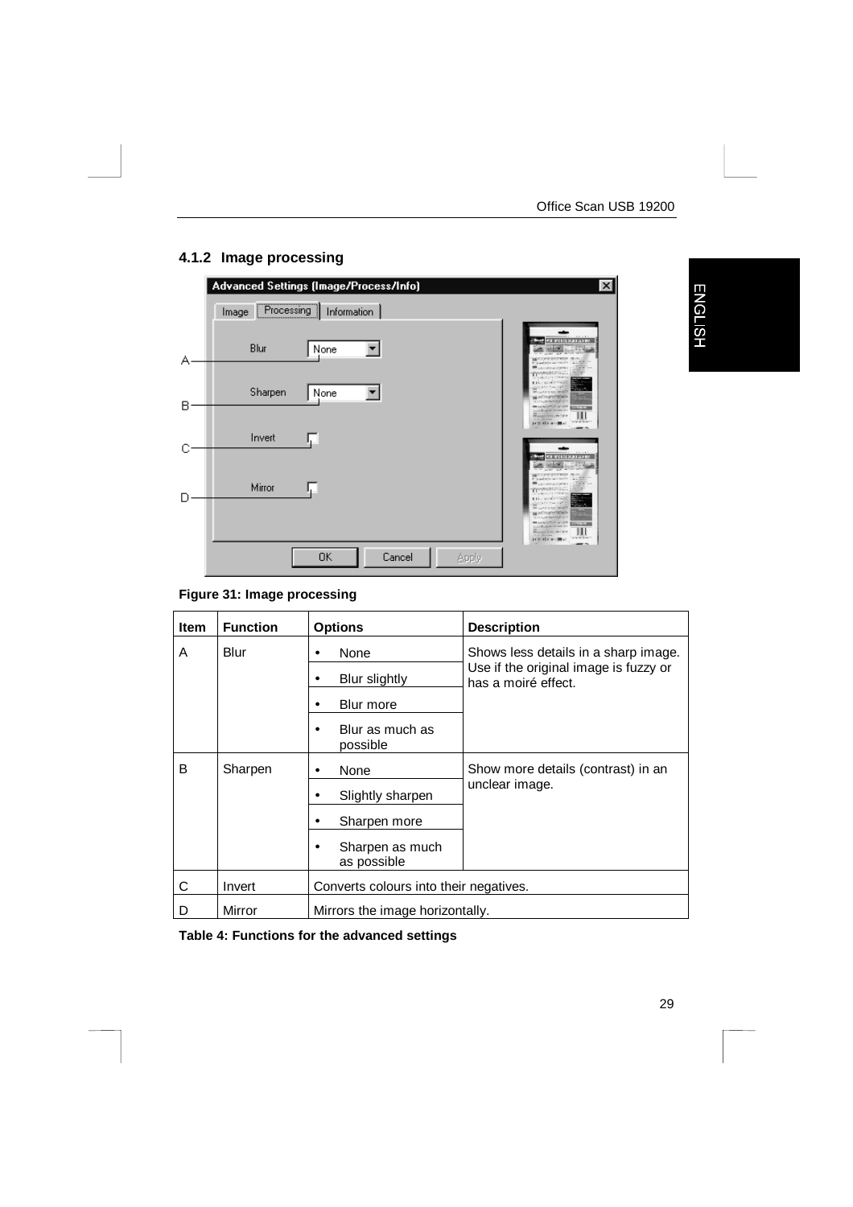### 4.1.2 Image processing

**Figure 31: Image processing**

| Item | Function | Options | Description |
|---|---|---|---|
| A | Blur | • None | Shows less details in a sharp image. Use if the original image is fuzzy or has a moiré effect. |
| | | • Blur slightly | |
| | | • Blur more | |
| | | • Blur as much as possible | |
| B | Sharpen | • None | Show more details (contrast) in an unclear image. |
| | | • Slightly sharpen | |
| | | • Sharpen more | |
| | | • Sharpen as much as possible | |
| C | Invert | Converts colours into their negatives. | |
| D | Mirror | Mirrors the image horizontally. | |

**Table 4: Functions for the advanced settings**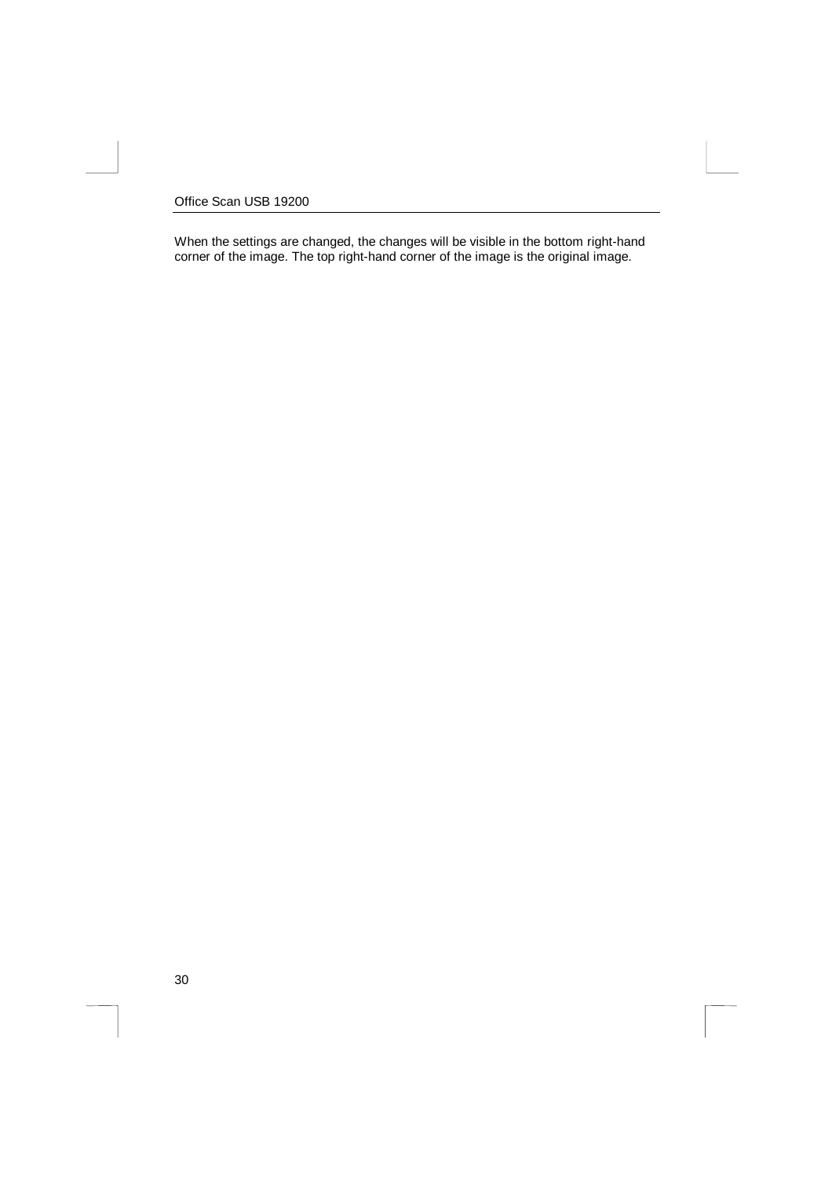When the settings are changed, the changes will be visible in the bottom right-hand corner of the image. The top right-hand corner of the image is the original image.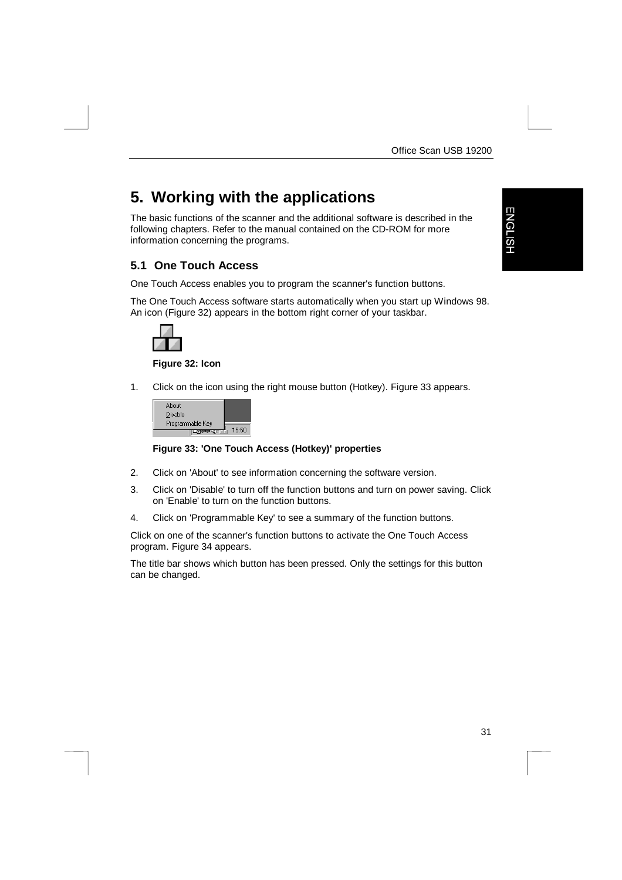# 5. Working with the applications

The basic functions of the scanner and the additional software is described in the following chapters. Refer to the manual contained on the CD-ROM for more information concerning the programs.

## 5.1 One Touch Access

One Touch Access enables you to program the scanner's function buttons.

The One Touch Access software starts automatically when you start up Windows 98. An icon (Figure 32) appears in the bottom right corner of your taskbar.

**Figure 32: Icon**

1. Click on the icon using the right mouse button (Hotkey). Figure 33 appears.

**Figure 33: 'One Touch Access (Hotkey)' properties**

2. Click on 'About' to see information concerning the software version.
3. Click on 'Disable' to turn off the function buttons and turn on power saving. Click on 'Enable' to turn on the function buttons.
4. Click on 'Programmable Key' to see a summary of the function buttons.

Click on one of the scanner's function buttons to activate the One Touch Access program. Figure 34 appears.

The title bar shows which button has been pressed. Only the settings for this button can be changed.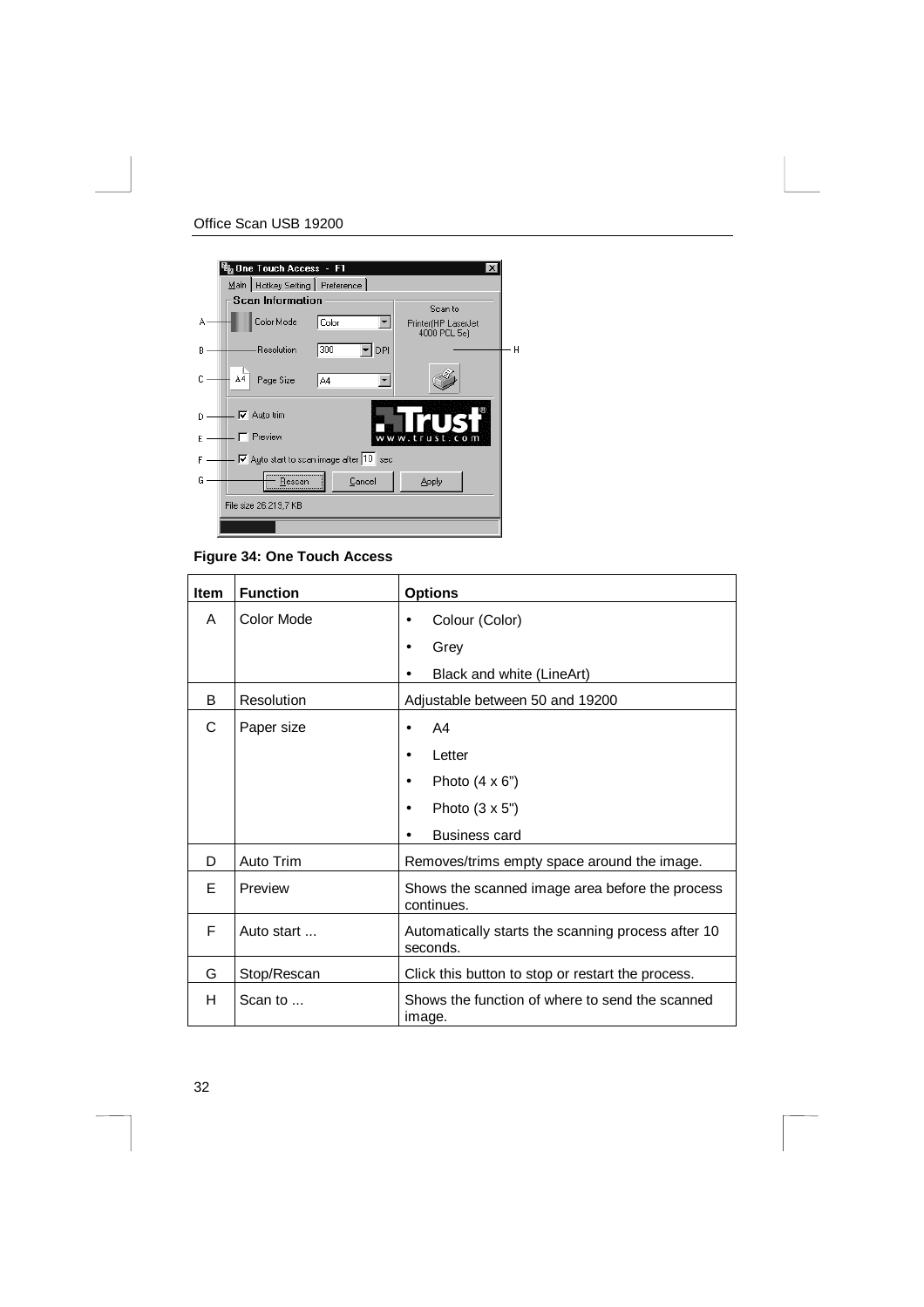**Figure 34: One Touch Access**

| Item | Function | Options |
|---|---|---|
| A | Color Mode | • Colour (Color)<br>• Grey<br>• Black and white (LineArt) |
| B | Resolution | Adjustable between 50 and 19200 |
| C | Paper size | • A4<br>• Letter<br>• Photo (4 x 6")<br>• Photo (3 x 5")<br>• Business card |
| D | Auto Trim | Removes/trims empty space around the image. |
| E | Preview | Shows the scanned image area before the process continues. |
| F | Auto start ... | Automatically starts the scanning process after 10 seconds. |
| G | Stop/Rescan | Click this button to stop or restart the process. |
| H | Scan to ... | Shows the function of where to send the scanned image. |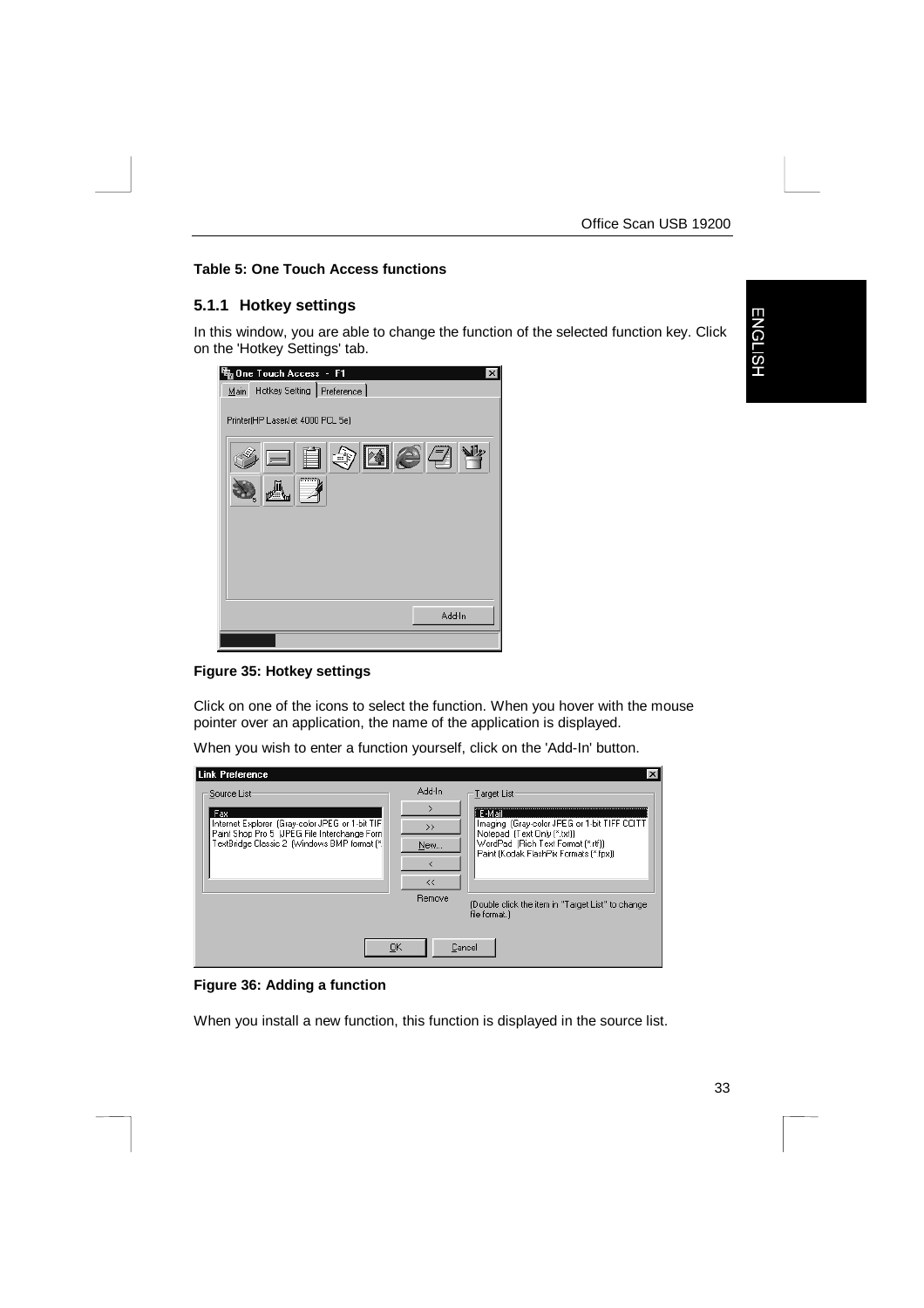**Table 5: One Touch Access functions**

### 5.1.1 Hotkey settings

In this window, you are able to change the function of the selected function key. Click on the 'Hotkey Settings' tab.

**Figure 35: Hotkey settings**

Click on one of the icons to select the function. When you hover with the mouse pointer over an application, the name of the application is displayed.

When you wish to enter a function yourself, click on the 'Add-In' button.

**Figure 36: Adding a function**

When you install a new function, this function is displayed in the source list.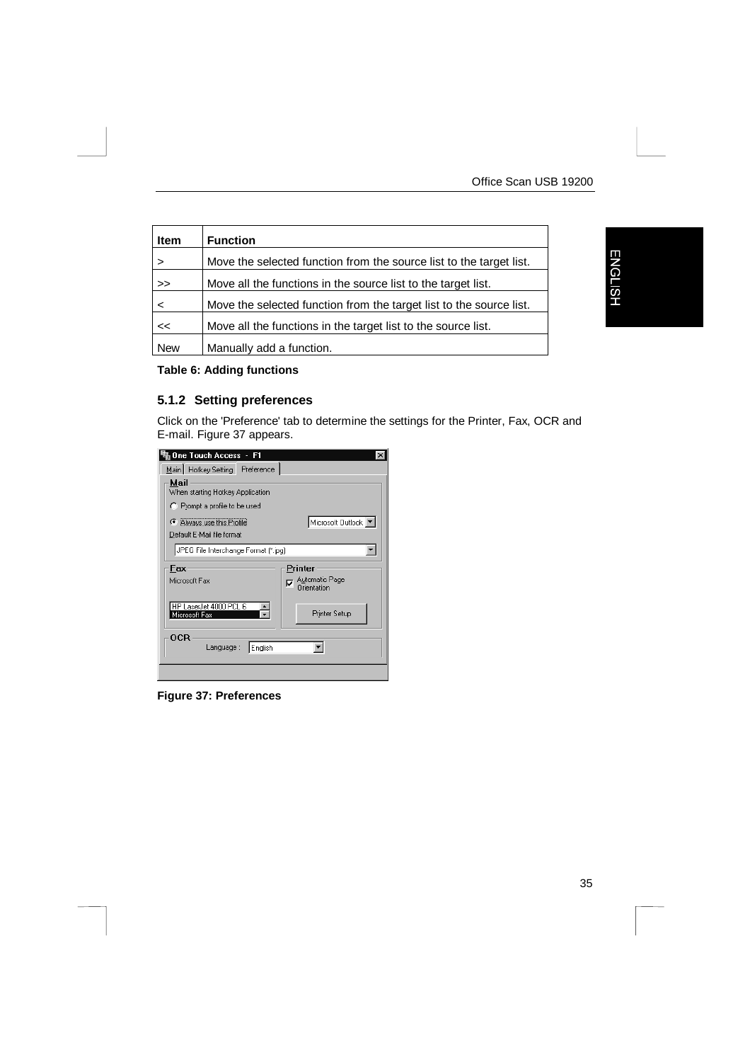| Item | Function |
| --- | --- |
| > | Move the selected function from the source list to the target list. |
| >> | Move all the functions in the source list to the target list. |
| < | Move the selected function from the target list to the source list. |
| << | Move all the functions in the target list to the source list. |
| New | Manually add a function. |

**Table 6: Adding functions**

### 5.1.2 Setting preferences

Click on the 'Preference' tab to determine the settings for the Printer, Fax, OCR and E-mail. Figure 37 appears.

**Figure 37: Preferences**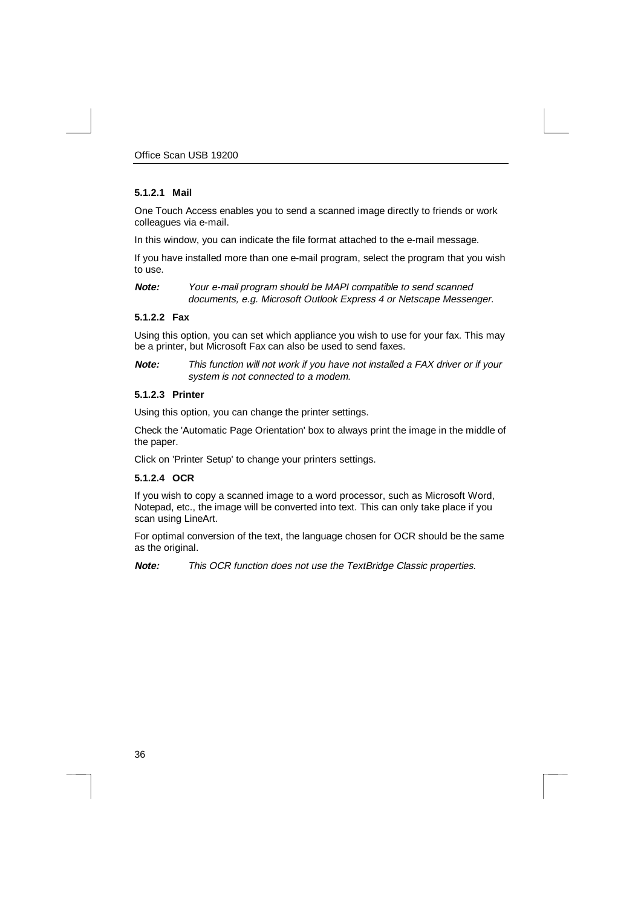#### 5.1.2.1 Mail

One Touch Access enables you to send a scanned image directly to friends or work colleagues via e-mail.

In this window, you can indicate the file format attached to the e-mail message.

If you have installed more than one e-mail program, select the program that you wish to use.

***Note:*** *Your e-mail program should be MAPI compatible to send scanned documents, e.g. Microsoft Outlook Express 4 or Netscape Messenger.*

#### 5.1.2.2 Fax

Using this option, you can set which appliance you wish to use for your fax. This may be a printer, but Microsoft Fax can also be used to send faxes.

***Note:*** *This function will not work if you have not installed a FAX driver or if your system is not connected to a modem.*

#### 5.1.2.3 Printer

Using this option, you can change the printer settings.

Check the 'Automatic Page Orientation' box to always print the image in the middle of the paper.

Click on 'Printer Setup' to change your printers settings.

#### 5.1.2.4 OCR

If you wish to copy a scanned image to a word processor, such as Microsoft Word, Notepad, etc., the image will be converted into text. This can only take place if you scan using LineArt.

For optimal conversion of the text, the language chosen for OCR should be the same as the original.

***Note:*** *This OCR function does not use the TextBridge Classic properties.*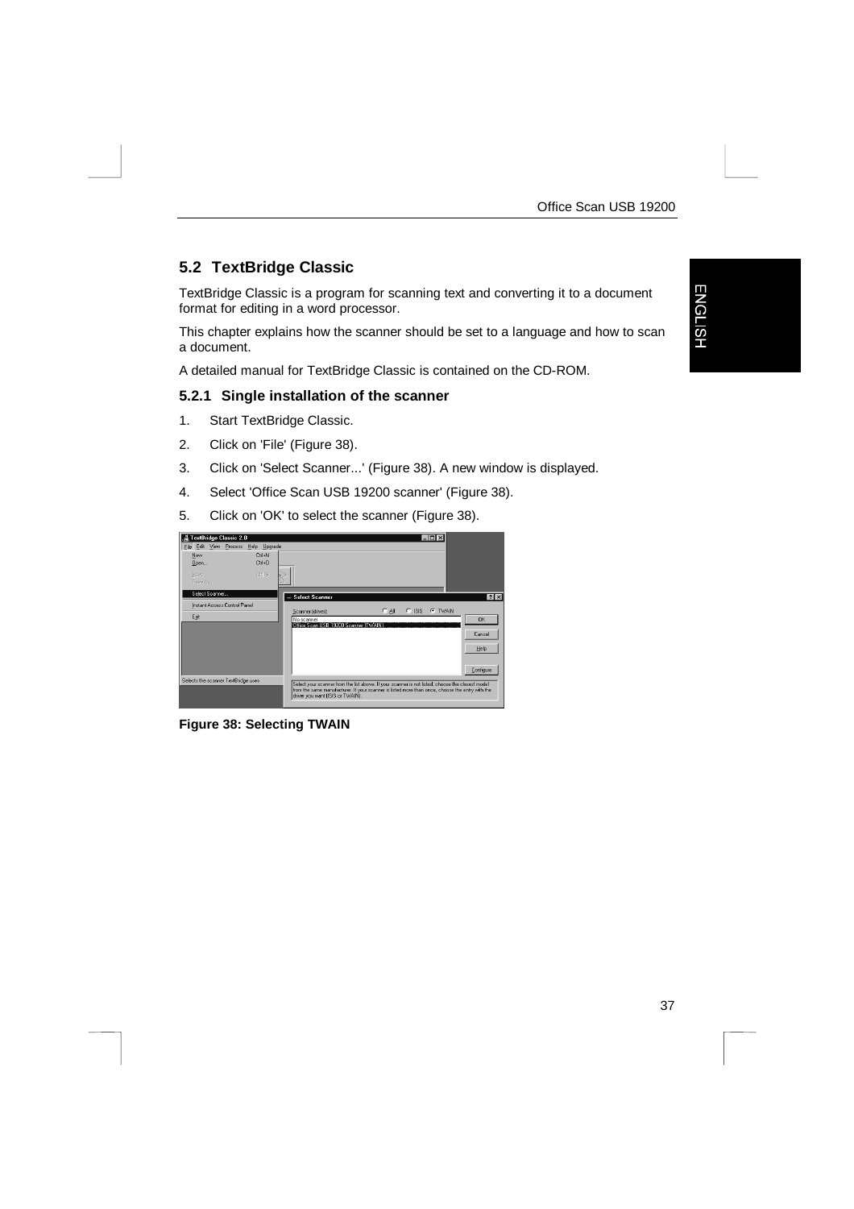## 5.2 TextBridge Classic

TextBridge Classic is a program for scanning text and converting it to a document format for editing in a word processor.

This chapter explains how the scanner should be set to a language and how to scan a document.

A detailed manual for TextBridge Classic is contained on the CD-ROM.

### 5.2.1 Single installation of the scanner

1. Start TextBridge Classic.
2. Click on 'File' (Figure 38).
3. Click on 'Select Scanner...' (Figure 38). A new window is displayed.
4. Select 'Office Scan USB 19200 scanner' (Figure 38).
5. Click on 'OK' to select the scanner (Figure 38).

**Figure 38: Selecting TWAIN**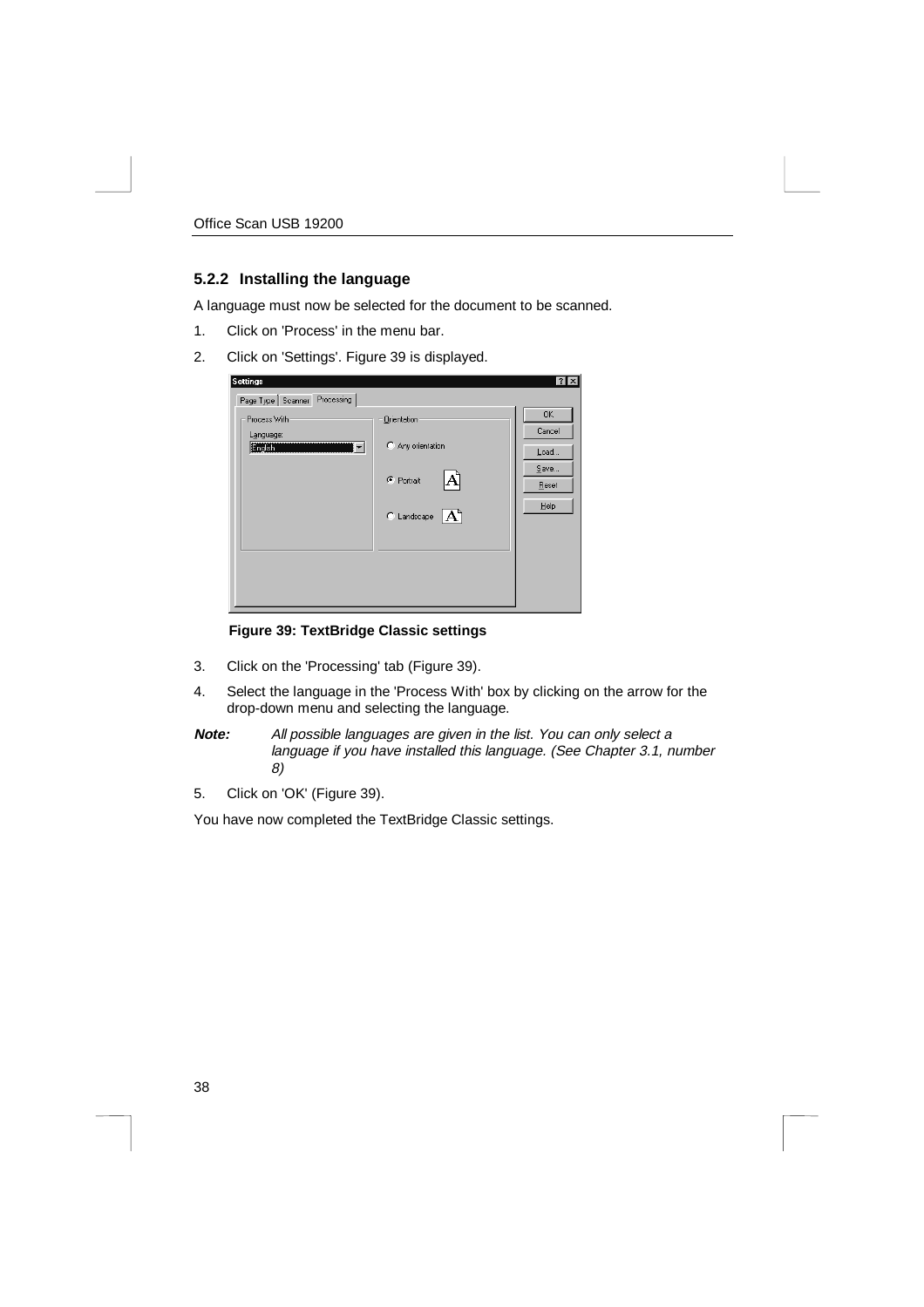### 5.2.2 Installing the language

A language must now be selected for the document to be scanned.

1. Click on 'Process' in the menu bar.
2. Click on 'Settings'. Figure 39 is displayed.

**Figure 39: TextBridge Classic settings**

3. Click on the 'Processing' tab (Figure 39).
4. Select the language in the 'Process With' box by clicking on the arrow for the drop-down menu and selecting the language.

***Note:*** *All possible languages are given in the list. You can only select a language if you have installed this language. (See Chapter 3.1, number 8)*

5. Click on 'OK' (Figure 39).

You have now completed the TextBridge Classic settings.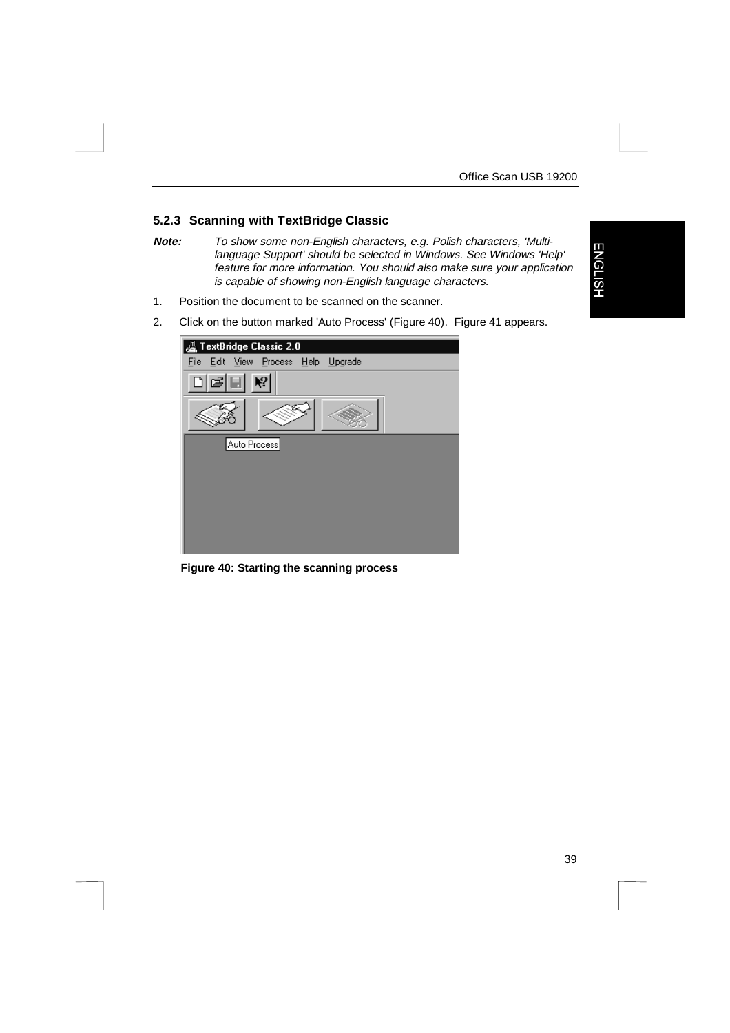### 5.2.3 Scanning with TextBridge Classic

***Note:*** *To show some non-English characters, e.g. Polish characters, 'Multi-language Support' should be selected in Windows. See Windows 'Help' feature for more information. You should also make sure your application is capable of showing non-English language characters.*

1. Position the document to be scanned on the scanner.
2. Click on the button marked 'Auto Process' (Figure 40). Figure 41 appears.

**Figure 40: Starting the scanning process**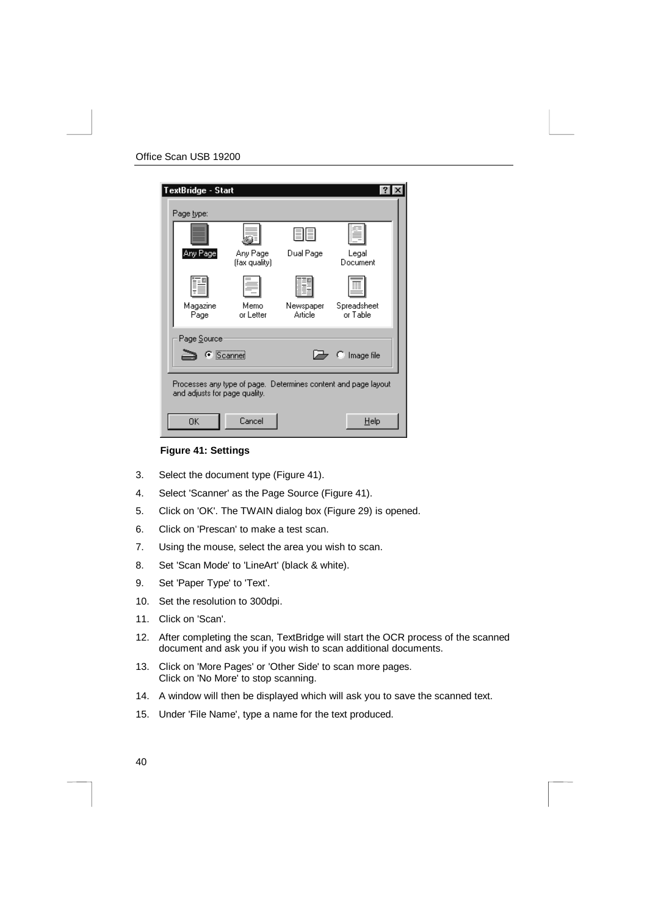**Figure 41: Settings**

3. Select the document type (Figure 41).
4. Select 'Scanner' as the Page Source (Figure 41).
5. Click on 'OK'. The TWAIN dialog box (Figure 29) is opened.
6. Click on 'Prescan' to make a test scan.
7. Using the mouse, select the area you wish to scan.
8. Set 'Scan Mode' to 'LineArt' (black & white).
9. Set 'Paper Type' to 'Text'.
10. Set the resolution to 300dpi.
11. Click on 'Scan'.
12. After completing the scan, TextBridge will start the OCR process of the scanned document and ask you if you wish to scan additional documents.
13. Click on 'More Pages' or 'Other Side' to scan more pages.
    Click on 'No More' to stop scanning.
14. A window will then be displayed which will ask you to save the scanned text.
15. Under 'File Name', type a name for the text produced.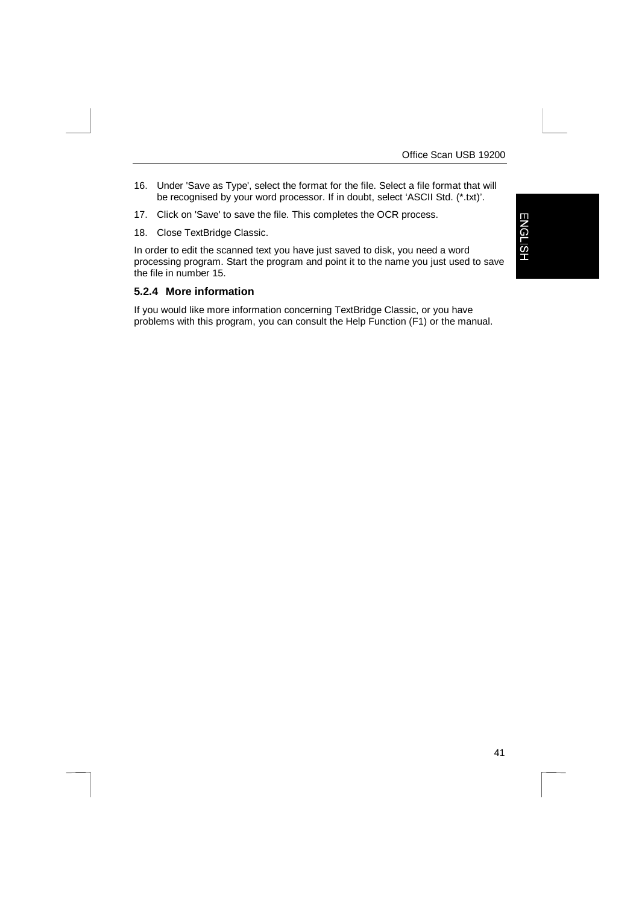16. Under 'Save as Type', select the format for the file. Select a file format that will be recognised by your word processor. If in doubt, select 'ASCII Std. (*.txt)'.
17. Click on 'Save' to save the file. This completes the OCR process.
18. Close TextBridge Classic.

In order to edit the scanned text you have just saved to disk, you need a word processing program. Start the program and point it to the name you just used to save the file in number 15.

### 5.2.4 More information

If you would like more information concerning TextBridge Classic, or you have problems with this program, you can consult the Help Function (F1) or the manual.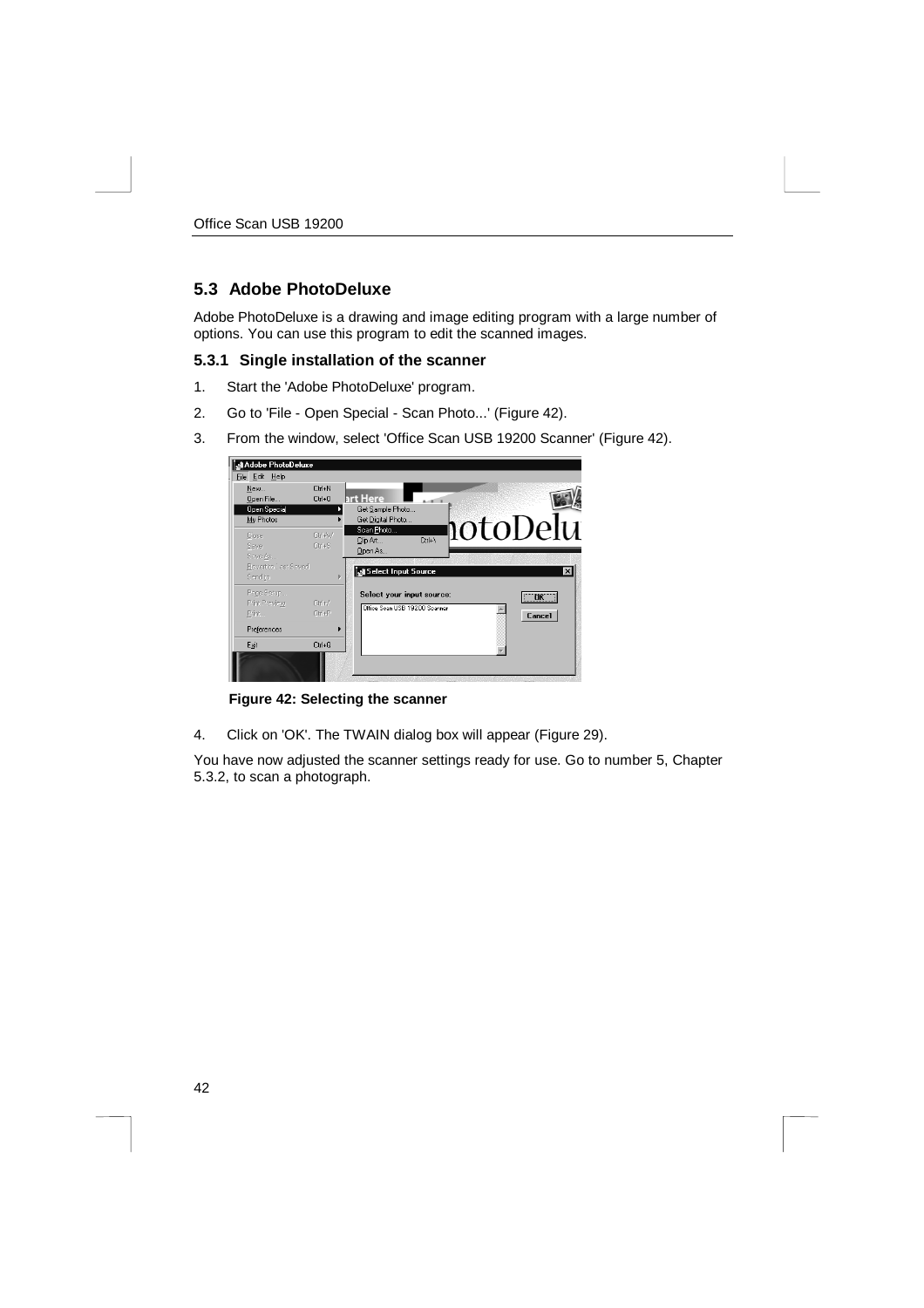## 5.3 Adobe PhotoDeluxe

Adobe PhotoDeluxe is a drawing and image editing program with a large number of options. You can use this program to edit the scanned images.

### 5.3.1 Single installation of the scanner

1. Start the 'Adobe PhotoDeluxe' program.
2. Go to 'File - Open Special - Scan Photo...' (Figure 42).
3. From the window, select 'Office Scan USB 19200 Scanner' (Figure 42).

**Figure 42: Selecting the scanner**

4. Click on 'OK'. The TWAIN dialog box will appear (Figure 29).

You have now adjusted the scanner settings ready for use. Go to number 5, Chapter 5.3.2, to scan a photograph.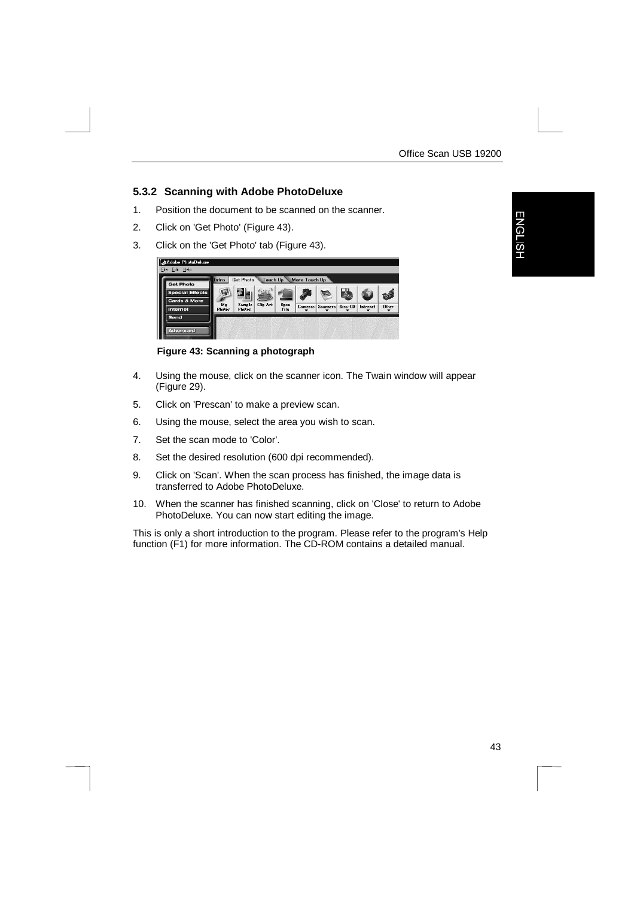### 5.3.2 Scanning with Adobe PhotoDeluxe

1. Position the document to be scanned on the scanner.
2. Click on 'Get Photo' (Figure 43).
3. Click on the 'Get Photo' tab (Figure 43).

**Figure 43: Scanning a photograph**

4. Using the mouse, click on the scanner icon. The Twain window will appear (Figure 29).
5. Click on 'Prescan' to make a preview scan.
6. Using the mouse, select the area you wish to scan.
7. Set the scan mode to 'Color'.
8. Set the desired resolution (600 dpi recommended).
9. Click on 'Scan'. When the scan process has finished, the image data is transferred to Adobe PhotoDeluxe.
10. When the scanner has finished scanning, click on 'Close' to return to Adobe PhotoDeluxe. You can now start editing the image.

This is only a short introduction to the program. Please refer to the program's Help function (F1) for more information. The CD-ROM contains a detailed manual.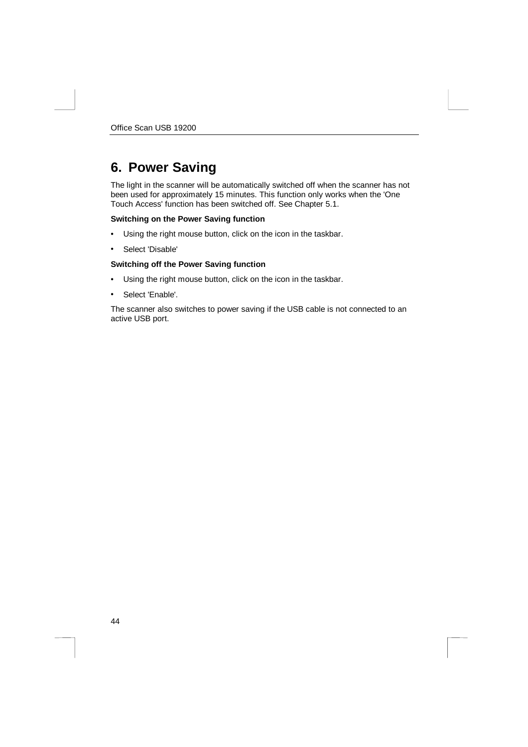# 6. Power Saving

The light in the scanner will be automatically switched off when the scanner has not been used for approximately 15 minutes. This function only works when the 'One Touch Access' function has been switched off. See Chapter 5.1.

**Switching on the Power Saving function**

- Using the right mouse button, click on the icon in the taskbar.
- Select 'Disable'

**Switching off the Power Saving function**

- Using the right mouse button, click on the icon in the taskbar.
- Select 'Enable'.

The scanner also switches to power saving if the USB cable is not connected to an active USB port.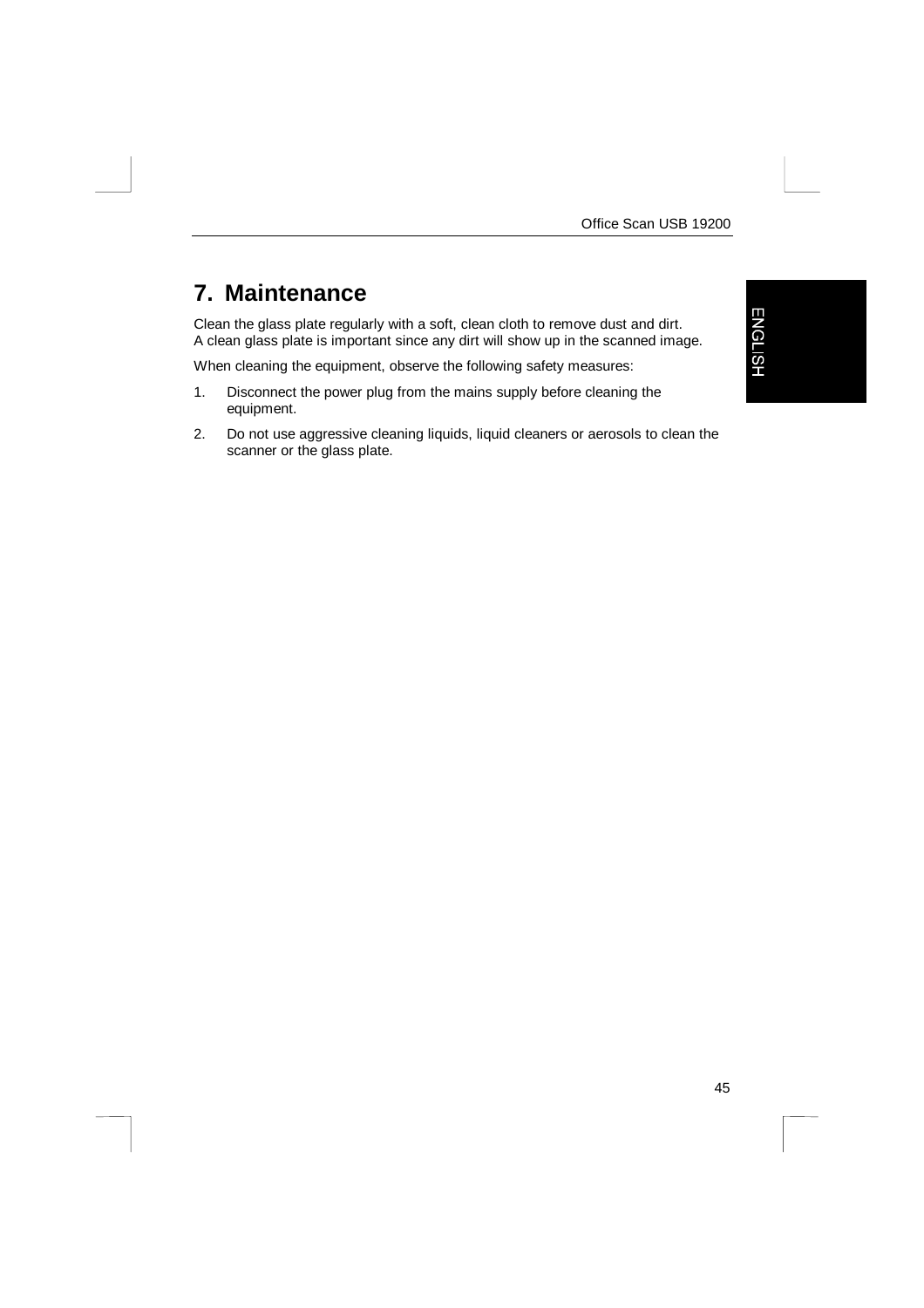# 7. Maintenance

Clean the glass plate regularly with a soft, clean cloth to remove dust and dirt.
A clean glass plate is important since any dirt will show up in the scanned image.

When cleaning the equipment, observe the following safety measures:

1. Disconnect the power plug from the mains supply before cleaning the equipment.

2. Do not use aggressive cleaning liquids, liquid cleaners or aerosols to clean the scanner or the glass plate.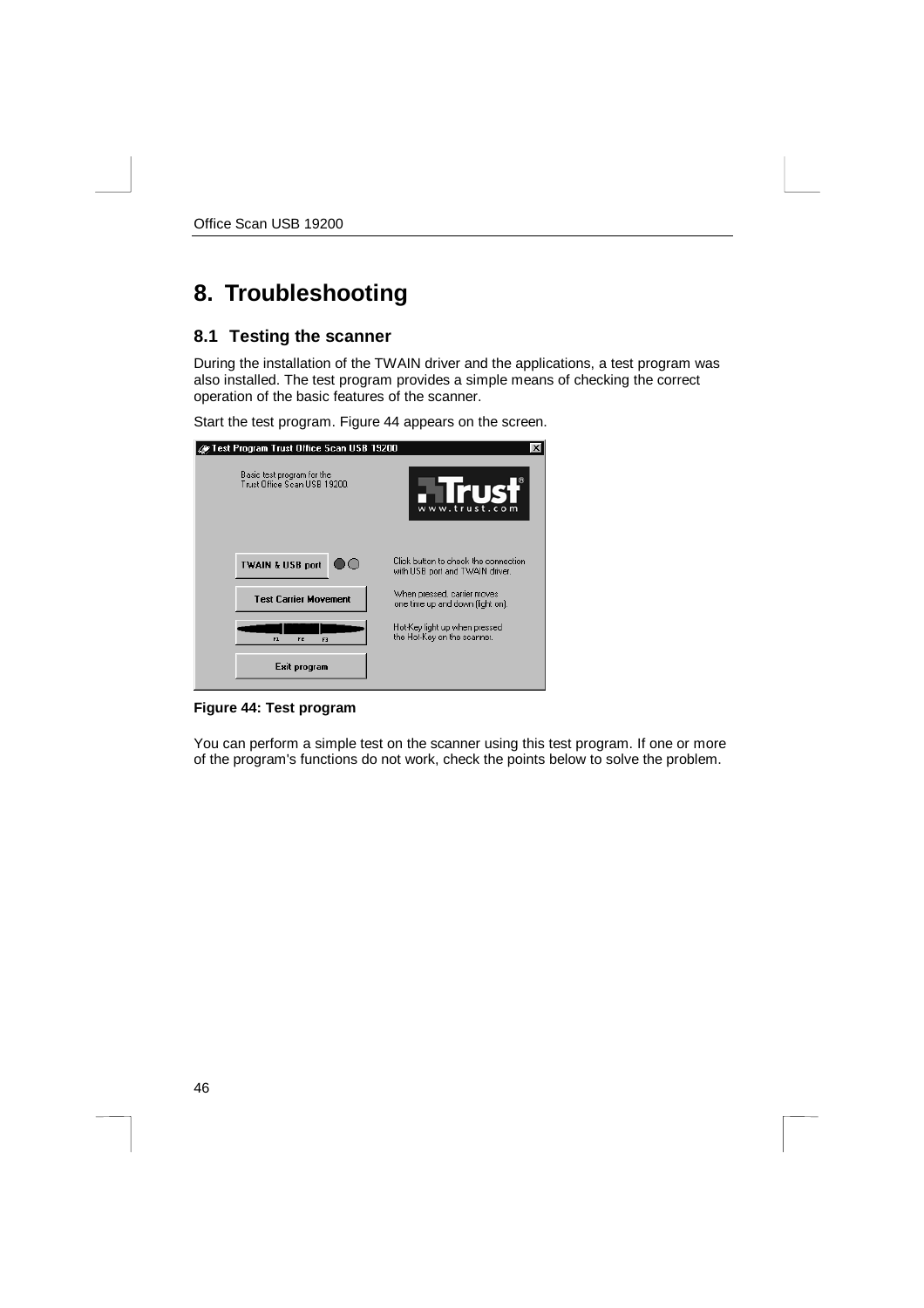# 8. Troubleshooting

## 8.1 Testing the scanner

During the installation of the TWAIN driver and the applications, a test program was also installed. The test program provides a simple means of checking the correct operation of the basic features of the scanner.

Start the test program. Figure 44 appears on the screen.

**Figure 44: Test program**

You can perform a simple test on the scanner using this test program. If one or more of the program's functions do not work, check the points below to solve the problem.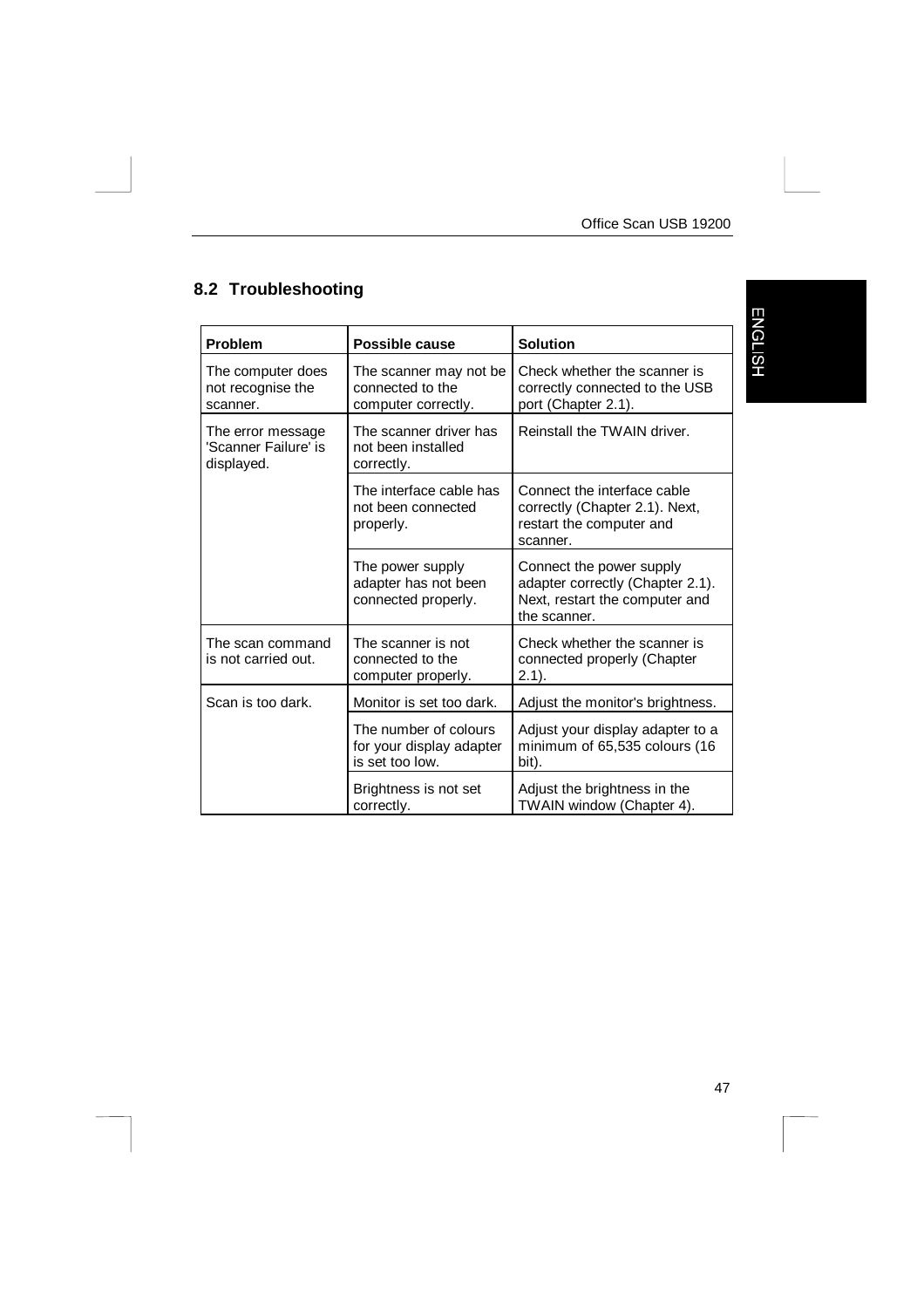## 8.2 Troubleshooting

| Problem | Possible cause | Solution |
|---|---|---|
| The computer does not recognise the scanner. | The scanner may not be connected to the computer correctly. | Check whether the scanner is correctly connected to the USB port (Chapter 2.1). |
| The error message 'Scanner Failure' is displayed. | The scanner driver has not been installed correctly. | Reinstall the TWAIN driver. |
| | The interface cable has not been connected properly. | Connect the interface cable correctly (Chapter 2.1). Next, restart the computer and scanner. |
| | The power supply adapter has not been connected properly. | Connect the power supply adapter correctly (Chapter 2.1). Next, restart the computer and the scanner. |
| The scan command is not carried out. | The scanner is not connected to the computer properly. | Check whether the scanner is connected properly (Chapter 2.1). |
| Scan is too dark. | Monitor is set too dark. | Adjust the monitor's brightness. |
| | The number of colours for your display adapter is set too low. | Adjust your display adapter to a minimum of 65,535 colours (16 bit). |
| | Brightness is not set correctly. | Adjust the brightness in the TWAIN window (Chapter 4). |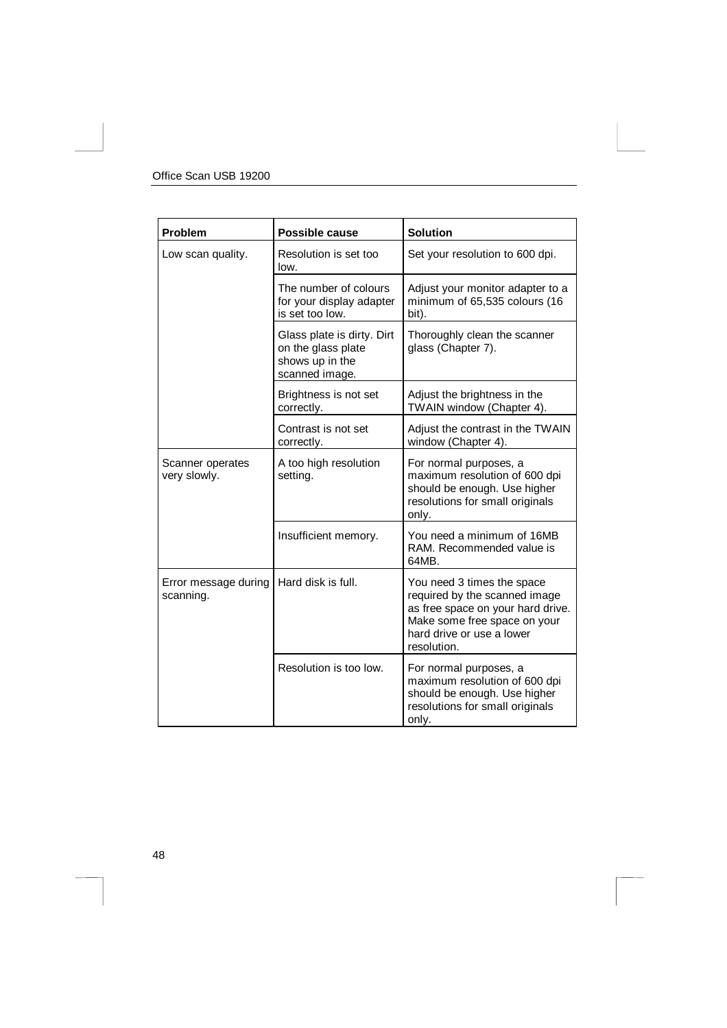| Problem | Possible cause | Solution |
| --- | --- | --- |
| Low scan quality. | Resolution is set too low. | Set your resolution to 600 dpi. |
| | The number of colours for your display adapter is set too low. | Adjust your monitor adapter to a minimum of 65,535 colours (16 bit). |
| | Glass plate is dirty. Dirt on the glass plate shows up in the scanned image. | Thoroughly clean the scanner glass (Chapter 7). |
| | Brightness is not set correctly. | Adjust the brightness in the TWAIN window (Chapter 4). |
| | Contrast is not set correctly. | Adjust the contrast in the TWAIN window (Chapter 4). |
| Scanner operates very slowly. | A too high resolution setting. | For normal purposes, a maximum resolution of 600 dpi should be enough. Use higher resolutions for small originals only. |
| | Insufficient memory. | You need a minimum of 16MB RAM. Recommended value is 64MB. |
| Error message during scanning. | Hard disk is full. | You need 3 times the space required by the scanned image as free space on your hard drive. Make some free space on your hard drive or use a lower resolution. |
| | Resolution is too low. | For normal purposes, a maximum resolution of 600 dpi should be enough. Use higher resolutions for small originals only. |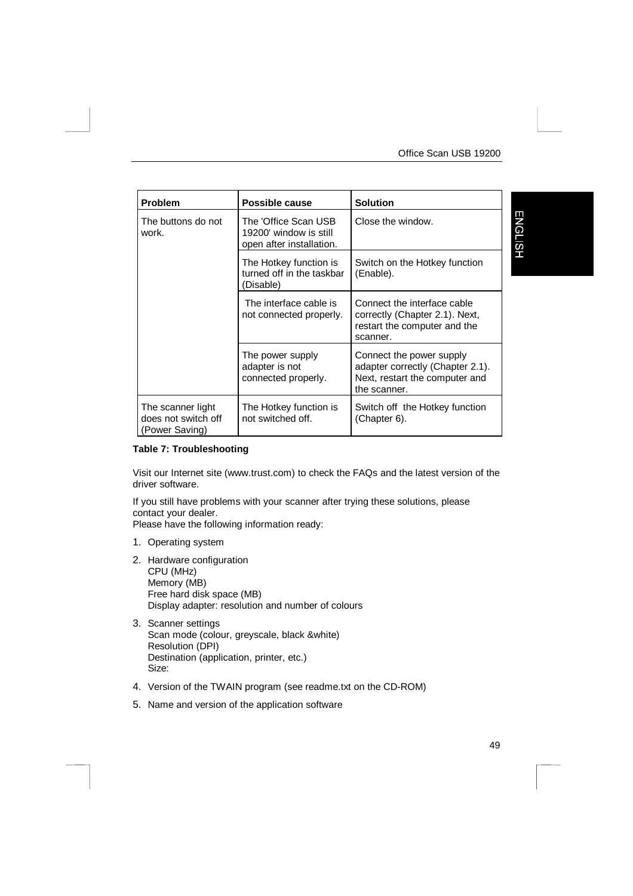| Problem | Possible cause | Solution |
|---|---|---|
| The buttons do not work. | The 'Office Scan USB 19200' window is still open after installation. | Close the window. |
| | The Hotkey function is turned off in the taskbar (Disable) | Switch on the Hotkey function (Enable). |
| | The interface cable is not connected properly. | Connect the interface cable correctly (Chapter 2.1). Next, restart the computer and the scanner. |
| | The power supply adapter is not connected properly. | Connect the power supply adapter correctly (Chapter 2.1). Next, restart the computer and the scanner. |
| The scanner light does not switch off (Power Saving) | The Hotkey function is not switched off. | Switch off the Hotkey function (Chapter 6). |

**Table 7: Troubleshooting**

Visit our Internet site (www.trust.com) to check the FAQs and the latest version of the driver software.

If you still have problems with your scanner after trying these solutions, please contact your dealer.
Please have the following information ready:

1. Operating system
2. Hardware configuration
   CPU (MHz)
   Memory (MB)
   Free hard disk space (MB)
   Display adapter: resolution and number of colours
3. Scanner settings
   Scan mode (colour, greyscale, black &white)
   Resolution (DPI)
   Destination (application, printer, etc.)
   Size:
4. Version of the TWAIN program (see readme.txt on the CD-ROM)
5. Name and version of the application software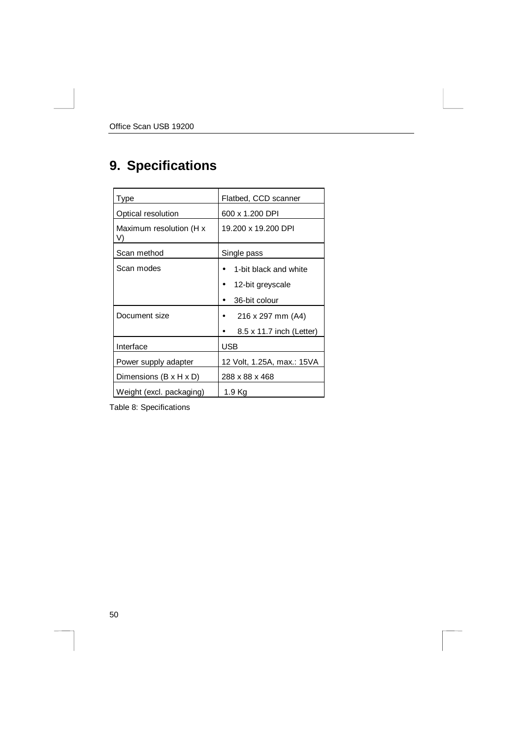# 9. Specifications

| Type | Flatbed, CCD scanner |
|---|---|
| Optical resolution | 600 x 1.200 DPI |
| Maximum resolution (H x V) | 19.200 x 19.200 DPI |
| Scan method | Single pass |
| Scan modes | • 1-bit black and white<br>• 12-bit greyscale<br>• 36-bit colour |
| Document size | • 216 x 297 mm (A4)<br>• 8.5 x 11.7 inch (Letter) |
| Interface | USB |
| Power supply adapter | 12 Volt, 1.25A, max.: 15VA |
| Dimensions (B x H x D) | 288 x 88 x 468 |
| Weight (excl. packaging) | 1.9 Kg |

Table 8: Specifications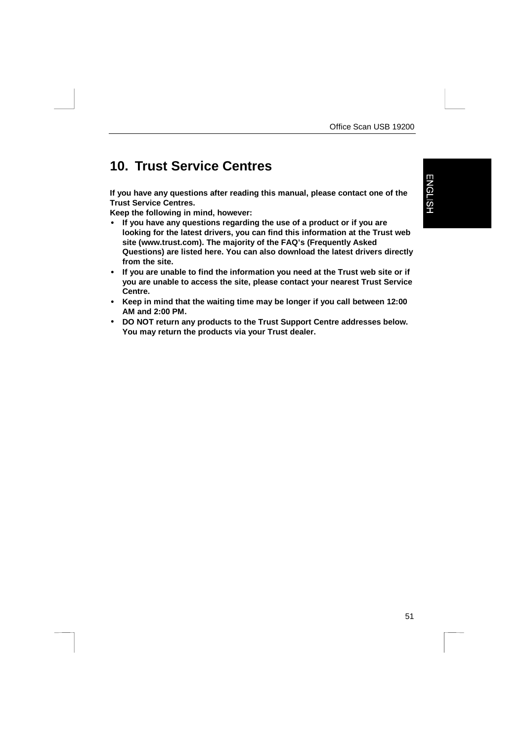## 10. Trust Service Centres

**If you have any questions after reading this manual, please contact one of the Trust Service Centres.**

**Keep the following in mind, however:**

- **If you have any questions regarding the use of a product or if you are looking for the latest drivers, you can find this information at the Trust web site (www.trust.com). The majority of the FAQ's (Frequently Asked Questions) are listed here. You can also download the latest drivers directly from the site.**
- **If you are unable to find the information you need at the Trust web site or if you are unable to access the site, please contact your nearest Trust Service Centre.**
- **Keep in mind that the waiting time may be longer if you call between 12:00 AM and 2:00 PM.**
- **DO NOT return any products to the Trust Support Centre addresses below. You may return the products via your Trust dealer.**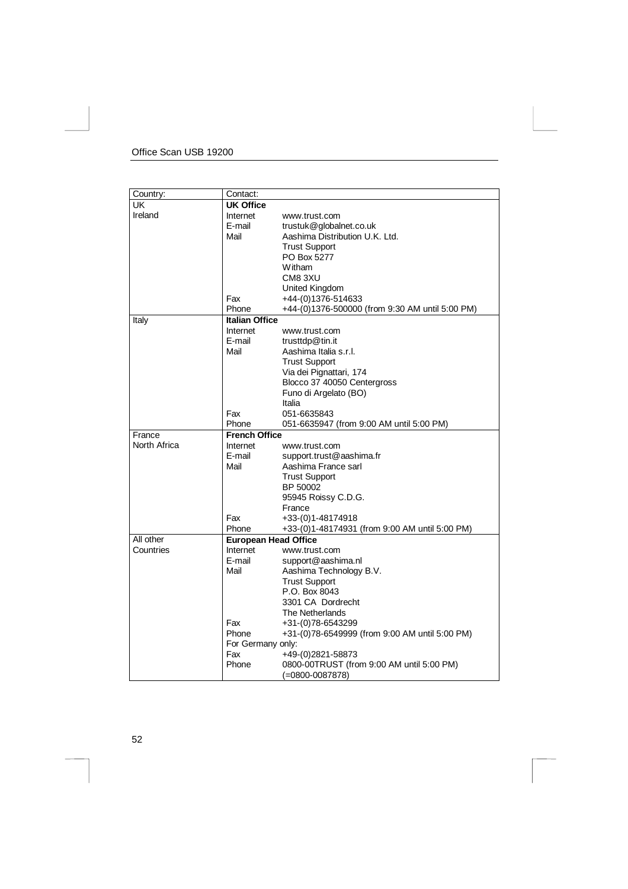| Country: | Contact: | |
|---|---|---|
| UK | **UK Office** | |
| Ireland | Internet | www.trust.com |
| | E-mail | trustuk@globalnet.co.uk |
| | Mail | Aashima Distribution U.K. Ltd. |
| | | Trust Support |
| | | PO Box 5277 |
| | | Witham |
| | | CM8 3XU |
| | | United Kingdom |
| | Fax | +44-(0)1376-514633 |
| | Phone | +44-(0)1376-500000 (from 9:30 AM until 5:00 PM) |
| Italy | **Italian Office** | |
| | Internet | www.trust.com |
| | E-mail | trusttdp@tin.it |
| | Mail | Aashima Italia s.r.l. |
| | | Trust Support |
| | | Via dei Pignattari, 174 |
| | | Blocco 37 40050 Centergross |
| | | Funo di Argelato (BO) |
| | | Italia |
| | Fax | 051-6635843 |
| | Phone | 051-6635947 (from 9:00 AM until 5:00 PM) |
| France | **French Office** | |
| North Africa | Internet | www.trust.com |
| | E-mail | support.trust@aashima.fr |
| | Mail | Aashima France sarl |
| | | Trust Support |
| | | BP 50002 |
| | | 95945 Roissy C.D.G. |
| | | France |
| | Fax | +33-(0)1-48174918 |
| | Phone | +33-(0)1-48174931 (from 9:00 AM until 5:00 PM) |
| All other | **European Head Office** | |
| Countries | Internet | www.trust.com |
| | E-mail | support@aashima.nl |
| | Mail | Aashima Technology B.V. |
| | | Trust Support |
| | | P.O. Box 8043 |
| | | 3301 CA Dordrecht |
| | | The Netherlands |
| | Fax | +31-(0)78-6543299 |
| | Phone | +31-(0)78-6549999 (from 9:00 AM until 5:00 PM) |
| | For Germany only: | |
| | Fax | +49-(0)2821-58873 |
| | Phone | 0800-00TRUST (from 9:00 AM until 5:00 PM) (=0800-0087878) |